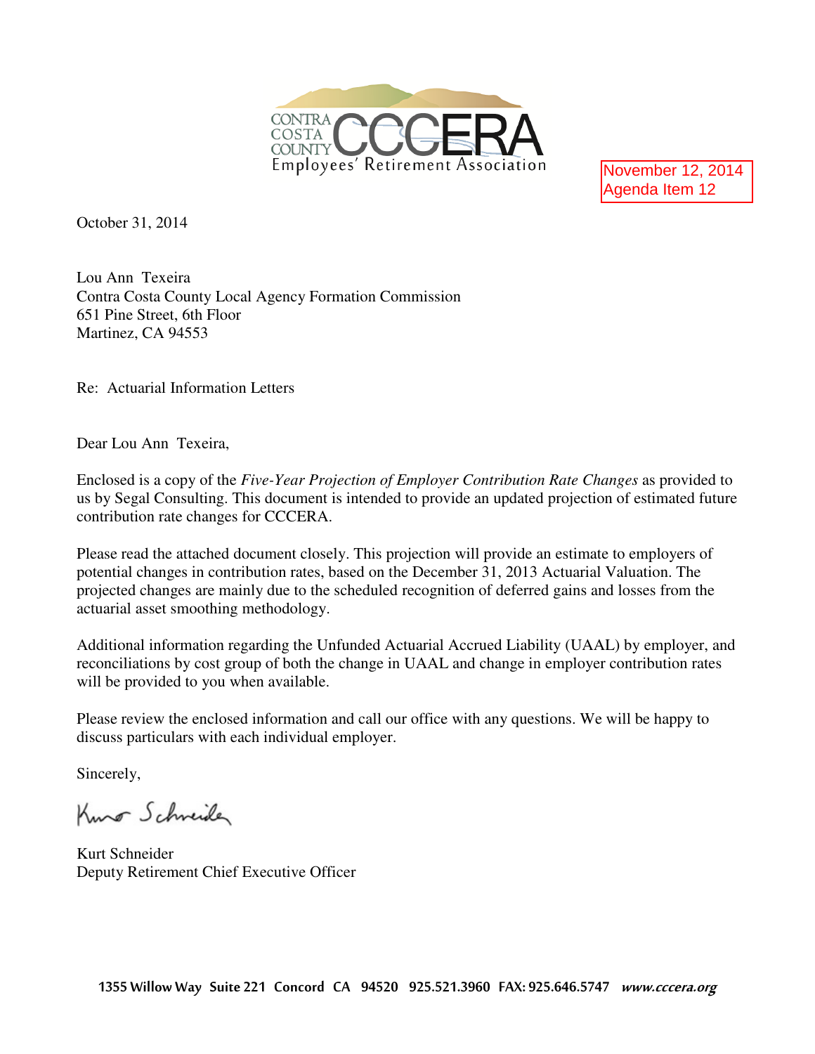CONTRA COSTA COUNTY CCCERA Employees' Retirement Association

November 12, 2014
Agenda Item 12

October 31, 2014

Lou Ann Texeira
Contra Costa County Local Agency Formation Commission
651 Pine Street, 6th Floor
Martinez, CA 94553

Re: Actuarial Information Letters

Dear Lou Ann Texeira,

Enclosed is a copy of the *Five-Year Projection of Employer Contribution Rate Changes* as provided to us by Segal Consulting. This document is intended to provide an updated projection of estimated future contribution rate changes for CCCERA.

Please read the attached document closely. This projection will provide an estimate to employers of potential changes in contribution rates, based on the December 31, 2013 Actuarial Valuation. The projected changes are mainly due to the scheduled recognition of deferred gains and losses from the actuarial asset smoothing methodology.

Additional information regarding the Unfunded Actuarial Accrued Liability (UAAL) by employer, and reconciliations by cost group of both the change in UAAL and change in employer contribution rates will be provided to you when available.

Please review the enclosed information and call our office with any questions. We will be happy to discuss particulars with each individual employer.

Sincerely,

Kurt Schneider

Kurt Schneider
Deputy Retirement Chief Executive Officer

**1355 Willow Way Suite 221 Concord CA 94520 925.521.3960 FAX: 925.646.5747** ***www.cccera.org***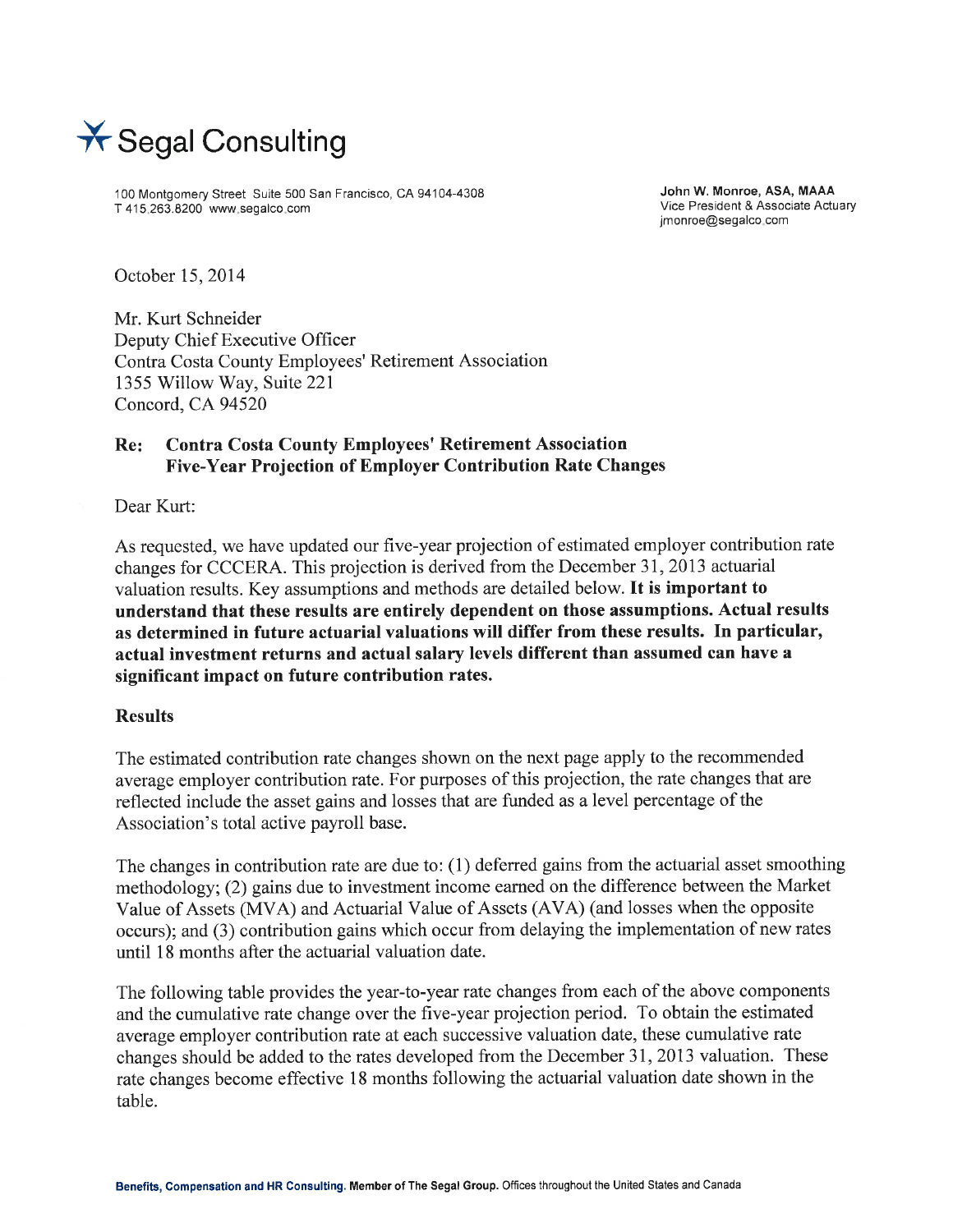# Segal Consulting

100 Montgomery Street Suite 500 San Francisco, CA 94104-4308
T 415.263.8200 www.segalco.com

**John W. Monroe, ASA, MAAA**
Vice President & Associate Actuary
jmonroe@segalco.com

October 15, 2014

Mr. Kurt Schneider
Deputy Chief Executive Officer
Contra Costa County Employees' Retirement Association
1355 Willow Way, Suite 221
Concord, CA 94520

**Re: Contra Costa County Employees' Retirement Association Five-Year Projection of Employer Contribution Rate Changes**

Dear Kurt:

As requested, we have updated our five-year projection of estimated employer contribution rate changes for CCCERA. This projection is derived from the December 31, 2013 actuarial valuation results. Key assumptions and methods are detailed below. **It is important to understand that these results are entirely dependent on those assumptions. Actual results as determined in future actuarial valuations will differ from these results. In particular, actual investment returns and actual salary levels different than assumed can have a significant impact on future contribution rates.**

## Results

The estimated contribution rate changes shown on the next page apply to the recommended average employer contribution rate. For purposes of this projection, the rate changes that are reflected include the asset gains and losses that are funded as a level percentage of the Association's total active payroll base.

The changes in contribution rate are due to: (1) deferred gains from the actuarial asset smoothing methodology; (2) gains due to investment income earned on the difference between the Market Value of Assets (MVA) and Actuarial Value of Assets (AVA) (and losses when the opposite occurs); and (3) contribution gains which occur from delaying the implementation of new rates until 18 months after the actuarial valuation date.

The following table provides the year-to-year rate changes from each of the above components and the cumulative rate change over the five-year projection period. To obtain the estimated average employer contribution rate at each successive valuation date, these cumulative rate changes should be added to the rates developed from the December 31, 2013 valuation. These rate changes become effective 18 months following the actuarial valuation date shown in the table.

**Benefits, Compensation and HR Consulting. Member of The Segal Group.** Offices throughout the United States and Canada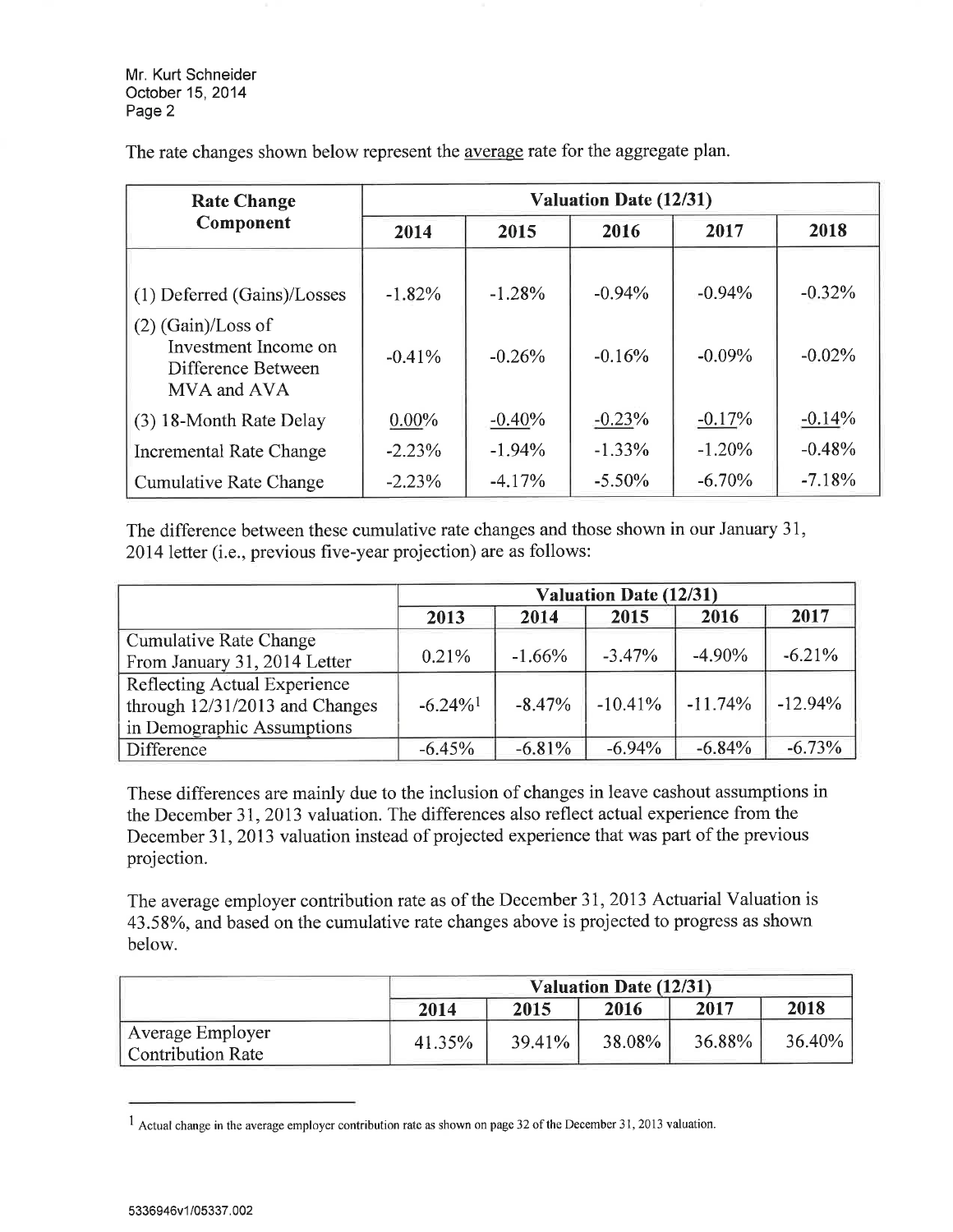The rate changes shown below represent the average rate for the aggregate plan.

| Rate Change Component | Valuation Date (12/31) | | | | |
|---|---|---|---|---|---|
| | 2014 | 2015 | 2016 | 2017 | 2018 |
| (1) Deferred (Gains)/Losses | -1.82% | -1.28% | -0.94% | -0.94% | -0.32% |
| (2) (Gain)/Loss of Investment Income on Difference Between MVA and AVA | -0.41% | -0.26% | -0.16% | -0.09% | -0.02% |
| (3) 18-Month Rate Delay | 0.00% | -0.40% | -0.23% | -0.17% | -0.14% |
| Incremental Rate Change | -2.23% | -1.94% | -1.33% | -1.20% | -0.48% |
| Cumulative Rate Change | -2.23% | -4.17% | -5.50% | -6.70% | -7.18% |

The difference between these cumulative rate changes and those shown in our January 31, 2014 letter (i.e., previous five-year projection) are as follows:

| | Valuation Date (12/31) | | | | |
|---|---|---|---|---|---|
| | 2013 | 2014 | 2015 | 2016 | 2017 |
| Cumulative Rate Change From January 31, 2014 Letter | 0.21% | -1.66% | -3.47% | -4.90% | -6.21% |
| Reflecting Actual Experience through 12/31/2013 and Changes in Demographic Assumptions | -6.24%[1] | -8.47% | -10.41% | -11.74% | -12.94% |
| Difference | -6.45% | -6.81% | -6.94% | -6.84% | -6.73% |

These differences are mainly due to the inclusion of changes in leave cashout assumptions in the December 31, 2013 valuation. The differences also reflect actual experience from the December 31, 2013 valuation instead of projected experience that was part of the previous projection.

The average employer contribution rate as of the December 31, 2013 Actuarial Valuation is 43.58%, and based on the cumulative rate changes above is projected to progress as shown below.

| | Valuation Date (12/31) | | | | |
|---|---|---|---|---|---|
| | 2014 | 2015 | 2016 | 2017 | 2018 |
| Average Employer Contribution Rate | 41.35% | 39.41% | 38.08% | 36.88% | 36.40% |

[1] Actual change in the average employer contribution rate as shown on page 32 of the December 31, 2013 valuation.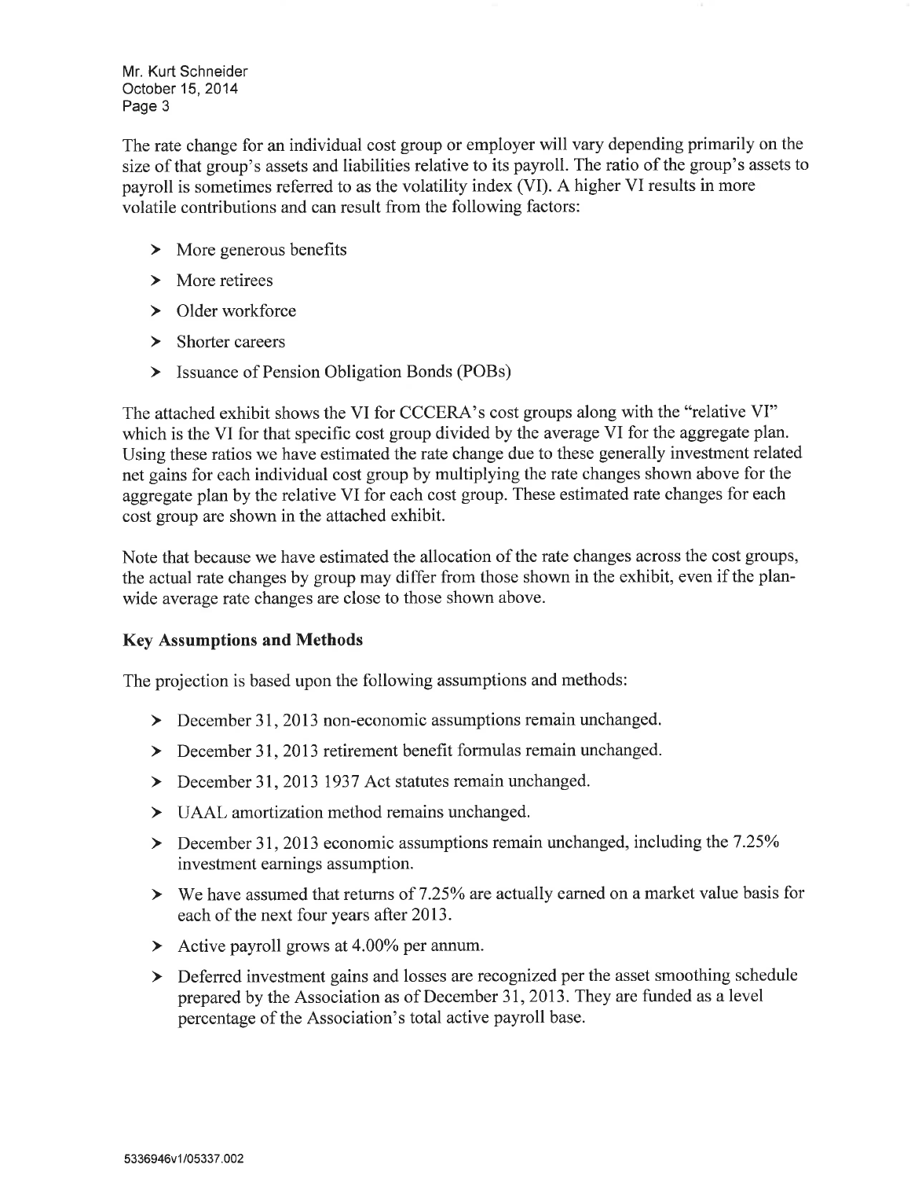The rate change for an individual cost group or employer will vary depending primarily on the size of that group's assets and liabilities relative to its payroll. The ratio of the group's assets to payroll is sometimes referred to as the volatility index (VI). A higher VI results in more volatile contributions and can result from the following factors:

- More generous benefits
- More retirees
- Older workforce
- Shorter careers
- Issuance of Pension Obligation Bonds (POBs)

The attached exhibit shows the VI for CCCERA's cost groups along with the "relative VI" which is the VI for that specific cost group divided by the average VI for the aggregate plan. Using these ratios we have estimated the rate change due to these generally investment related net gains for each individual cost group by multiplying the rate changes shown above for the aggregate plan by the relative VI for each cost group. These estimated rate changes for each cost group are shown in the attached exhibit.

Note that because we have estimated the allocation of the rate changes across the cost groups, the actual rate changes by group may differ from those shown in the exhibit, even if the plan-wide average rate changes are close to those shown above.

**Key Assumptions and Methods**

The projection is based upon the following assumptions and methods:

- December 31, 2013 non-economic assumptions remain unchanged.
- December 31, 2013 retirement benefit formulas remain unchanged.
- December 31, 2013 1937 Act statutes remain unchanged.
- UAAL amortization method remains unchanged.
- December 31, 2013 economic assumptions remain unchanged, including the 7.25% investment earnings assumption.
- We have assumed that returns of 7.25% are actually earned on a market value basis for each of the next four years after 2013.
- Active payroll grows at 4.00% per annum.
- Deferred investment gains and losses are recognized per the asset smoothing schedule prepared by the Association as of December 31, 2013. They are funded as a level percentage of the Association's total active payroll base.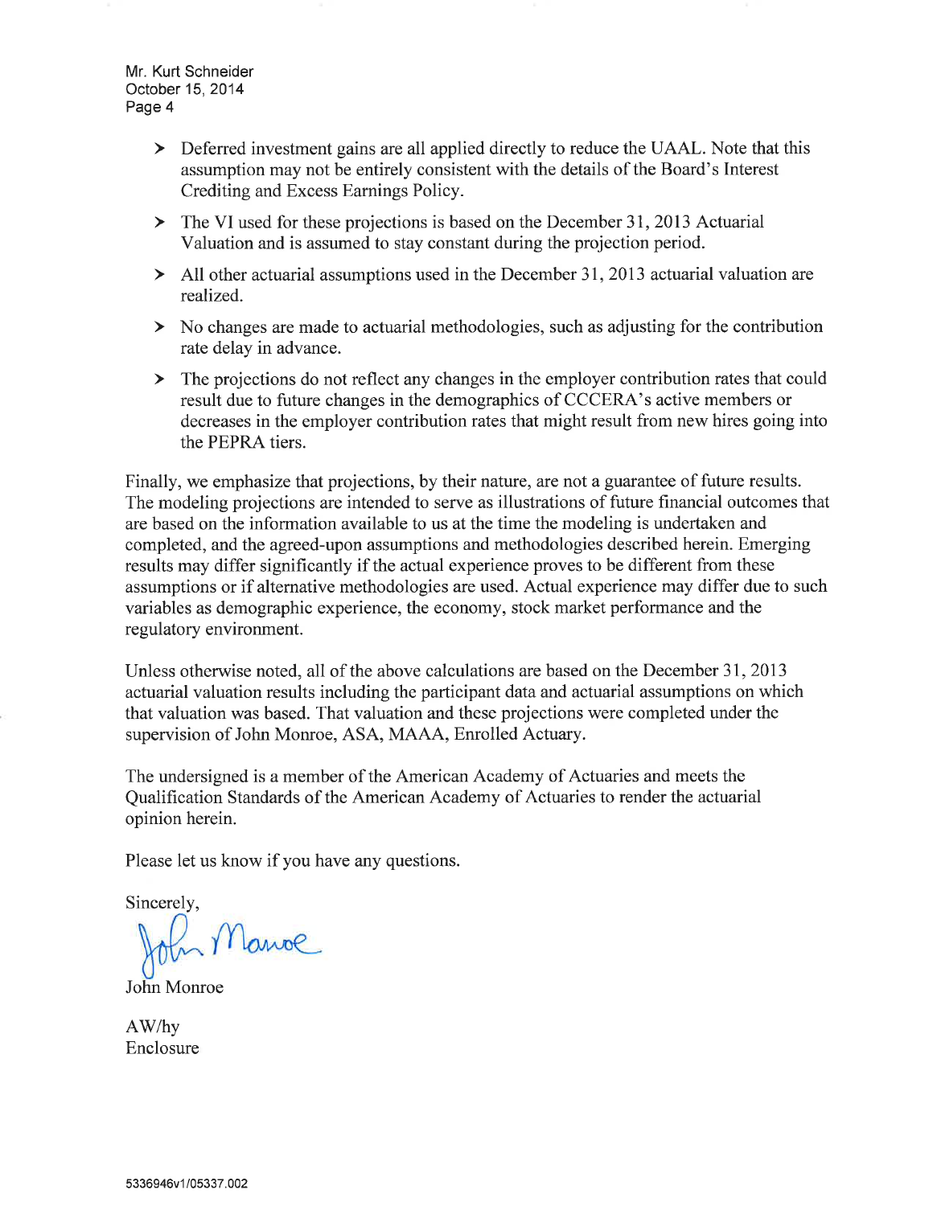- Deferred investment gains are all applied directly to reduce the UAAL. Note that this assumption may not be entirely consistent with the details of the Board's Interest Crediting and Excess Earnings Policy.
- The VI used for these projections is based on the December 31, 2013 Actuarial Valuation and is assumed to stay constant during the projection period.
- All other actuarial assumptions used in the December 31, 2013 actuarial valuation are realized.
- No changes are made to actuarial methodologies, such as adjusting for the contribution rate delay in advance.
- The projections do not reflect any changes in the employer contribution rates that could result due to future changes in the demographics of CCCERA's active members or decreases in the employer contribution rates that might result from new hires going into the PEPRA tiers.

Finally, we emphasize that projections, by their nature, are not a guarantee of future results. The modeling projections are intended to serve as illustrations of future financial outcomes that are based on the information available to us at the time the modeling is undertaken and completed, and the agreed-upon assumptions and methodologies described herein. Emerging results may differ significantly if the actual experience proves to be different from these assumptions or if alternative methodologies are used. Actual experience may differ due to such variables as demographic experience, the economy, stock market performance and the regulatory environment.

Unless otherwise noted, all of the above calculations are based on the December 31, 2013 actuarial valuation results including the participant data and actuarial assumptions on which that valuation was based. That valuation and these projections were completed under the supervision of John Monroe, ASA, MAAA, Enrolled Actuary.

The undersigned is a member of the American Academy of Actuaries and meets the Qualification Standards of the American Academy of Actuaries to render the actuarial opinion herein.

Please let us know if you have any questions.

Sincerely,

John Monroe

AW/hy
Enclosure

5336946v1/05337.002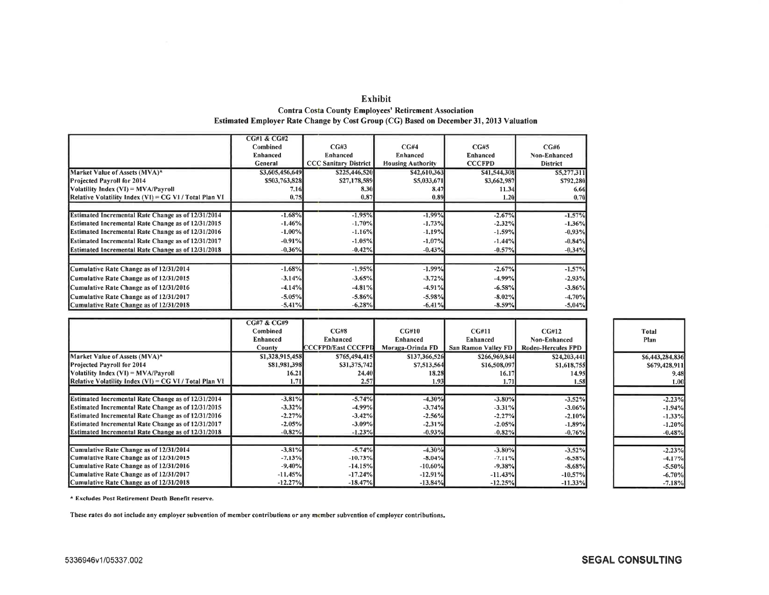# Exhibit

## Contra Costa County Employees' Retirement Association
## Estimated Employer Rate Change by Cost Group (CG) Based on December 31, 2013 Valuation

| | CG#1 & CG#2 Combined Enhanced General | CG#3 Enhanced CCC Sanitary District | CG#4 Enhanced Housing Authority | CG#5 Enhanced CCCFPD | CG#6 Non-Enhanced District |
|---|---|---|---|---|---|
| Market Value of Assets (MVA)* | $3,605,456,649 | $225,446,520 | $42,610,363 | $41,544,308 | $5,277,311 |
| Projected Payroll for 2014 | $503,763,828 | $27,178,589 | $5,033,671 | $3,662,987 | $792,280 |
| Volatility Index (VI) = MVA/Payroll | 7.16 | 8.30 | 8.47 | 11.34 | 6.66 |
| Relative Volatility Index (VI) = CG VI / Total Plan VI | 0.75 | 0.87 | 0.89 | 1.20 | 0.70 |
| | | | | | |
| Estimated Incremental Rate Change as of 12/31/2014 | -1.68% | -1.95% | -1.99% | -2.67% | -1.57% |
| Estimated Incremental Rate Change as of 12/31/2015 | -1.46% | -1.70% | -1.73% | -2.32% | -1.36% |
| Estimated Incremental Rate Change as of 12/31/2016 | -1.00% | -1.16% | -1.19% | -1.59% | -0.93% |
| Estimated Incremental Rate Change as of 12/31/2017 | -0.91% | -1.05% | -1.07% | -1.44% | -0.84% |
| Estimated Incremental Rate Change as of 12/31/2018 | -0.36% | -0.42% | -0.43% | -0.57% | -0.34% |
| | | | | | |
| Cumulative Rate Change as of 12/31/2014 | -1.68% | -1.95% | -1.99% | -2.67% | -1.57% |
| Cumulative Rate Change as of 12/31/2015 | -3.14% | -3.65% | -3.72% | -4.99% | -2.93% |
| Cumulative Rate Change as of 12/31/2016 | -4.14% | -4.81% | -4.91% | -6.58% | -3.86% |
| Cumulative Rate Change as of 12/31/2017 | -5.05% | -5.86% | -5.98% | -8.02% | -4.70% |
| Cumulative Rate Change as of 12/31/2018 | -5.41% | -6.28% | -6.41% | -8.59% | -5.04% |

| | CG#7 & CG#9 Combined Enhanced County | CG#8 Enhanced CCCFPD/East CCCFPD | CG#10 Enhanced Moraga-Orinda FD | CG#11 Enhanced San Ramon Valley FD | CG#12 Non-Enhanced Rodeo-Hercules FPD | Total Plan |
|---|---|---|---|---|---|---|
| Market Value of Assets (MVA)* | $1,328,915,458 | $765,494,415 | $137,366,526 | $266,969,844 | $24,203,441 | $6,443,284,836 |
| Projected Payroll for 2014 | $81,981,398 | $31,375,742 | $7,513,564 | $16,508,097 | $1,618,755 | $679,428,911 |
| Volatility Index (VI) = MVA/Payroll | 16.21 | 24.40 | 18.28 | 16.17 | 14.95 | 9.48 |
| Relative Volatility Index (VI) = CG VI / Total Plan VI | 1.71 | 2.57 | 1.93 | 1.71 | 1.58 | 1.00 |
| | | | | | | |
| Estimated Incremental Rate Change as of 12/31/2014 | -3.81% | -5.74% | -4.30% | -3.80% | -3.52% | -2.23% |
| Estimated Incremental Rate Change as of 12/31/2015 | -3.32% | -4.99% | -3.74% | -3.31% | -3.06% | -1.94% |
| Estimated Incremental Rate Change as of 12/31/2016 | -2.27% | -3.42% | -2.56% | -2.27% | -2.10% | -1.33% |
| Estimated Incremental Rate Change as of 12/31/2017 | -2.05% | -3.09% | -2.31% | -2.05% | -1.89% | -1.20% |
| Estimated Incremental Rate Change as of 12/31/2018 | -0.82% | -1.23% | -0.93% | -0.82% | -0.76% | -0.48% |
| | | | | | | |
| Cumulative Rate Change as of 12/31/2014 | -3.81% | -5.74% | -4.30% | -3.80% | -3.52% | -2.23% |
| Cumulative Rate Change as of 12/31/2015 | -7.13% | -10.73% | -8.04% | -7.11% | -6.58% | -4.17% |
| Cumulative Rate Change as of 12/31/2016 | -9.40% | -14.15% | -10.60% | -9.38% | -8.68% | -5.50% |
| Cumulative Rate Change as of 12/31/2017 | -11.45% | -17.24% | -12.91% | -11.43% | -10.57% | -6.70% |
| Cumulative Rate Change as of 12/31/2018 | -12.27% | -18.47% | -13.84% | -12.25% | -11.33% | -7.18% |

\* Excludes Post Retirement Death Benefit reserve.

These rates do not include any employer subvention of member contributions or any member subvention of employer contributions.

5336946v1/05337.002

**SEGAL CONSULTING**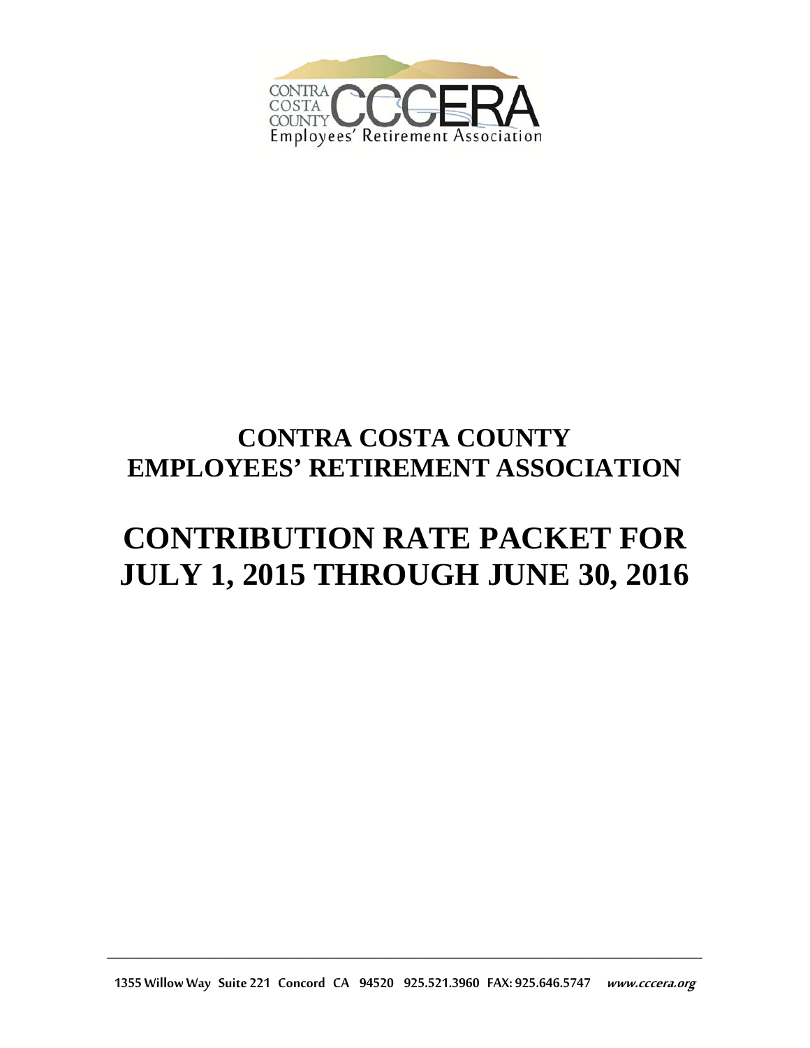# CONTRA COSTA COUNTY EMPLOYEES' RETIREMENT ASSOCIATION

# CONTRIBUTION RATE PACKET FOR JULY 1, 2015 THROUGH JUNE 30, 2016

1355 Willow Way Suite 221 Concord CA 94520 925.521.3960 FAX: 925.646.5747 *www.cccera.org*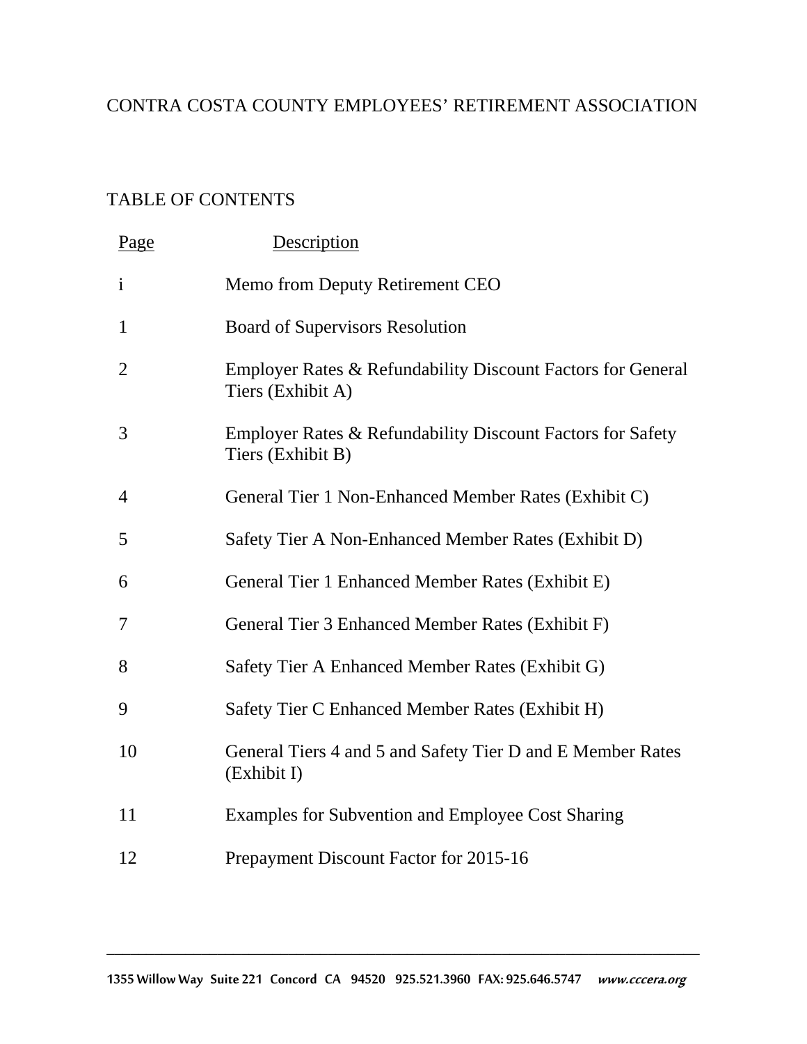# CONTRA COSTA COUNTY EMPLOYEES' RETIREMENT ASSOCIATION

## TABLE OF CONTENTS

| Page | Description |
| --- | --- |
| i | Memo from Deputy Retirement CEO |
| 1 | Board of Supervisors Resolution |
| 2 | Employer Rates & Refundability Discount Factors for General Tiers (Exhibit A) |
| 3 | Employer Rates & Refundability Discount Factors for Safety Tiers (Exhibit B) |
| 4 | General Tier 1 Non-Enhanced Member Rates (Exhibit C) |
| 5 | Safety Tier A Non-Enhanced Member Rates (Exhibit D) |
| 6 | General Tier 1 Enhanced Member Rates (Exhibit E) |
| 7 | General Tier 3 Enhanced Member Rates (Exhibit F) |
| 8 | Safety Tier A Enhanced Member Rates (Exhibit G) |
| 9 | Safety Tier C Enhanced Member Rates (Exhibit H) |
| 10 | General Tiers 4 and 5 and Safety Tier D and E Member Rates (Exhibit I) |
| 11 | Examples for Subvention and Employee Cost Sharing |
| 12 | Prepayment Discount Factor for 2015-16 |

1355 Willow Way Suite 221 Concord CA 94520 925.521.3960 FAX: 925.646.5747 *www.cccera.org*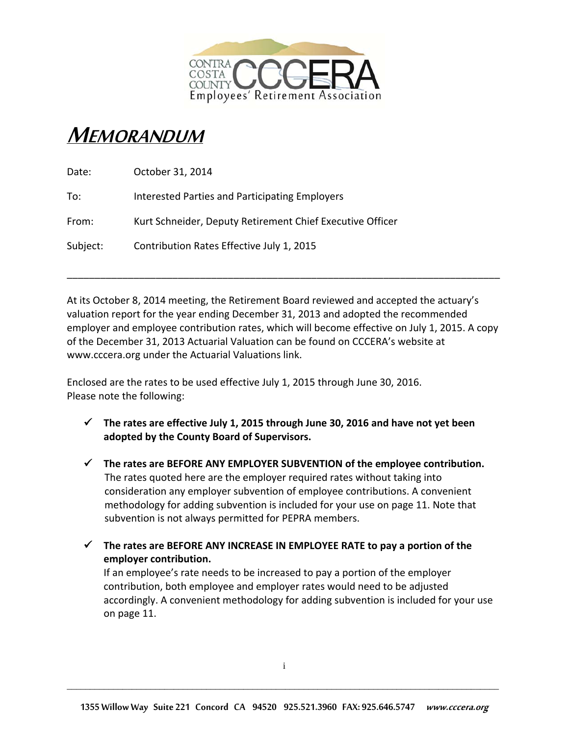# MEMORANDUM

Date: October 31, 2014

To: Interested Parties and Participating Employers

From: Kurt Schneider, Deputy Retirement Chief Executive Officer

Subject: Contribution Rates Effective July 1, 2015

---

At its October 8, 2014 meeting, the Retirement Board reviewed and accepted the actuary's valuation report for the year ending December 31, 2013 and adopted the recommended employer and employee contribution rates, which will become effective on July 1, 2015. A copy of the December 31, 2013 Actuarial Valuation can be found on CCCERA's website at www.cccera.org under the Actuarial Valuations link.

Enclosed are the rates to be used effective July 1, 2015 through June 30, 2016.
Please note the following:

- ✓ **The rates are effective July 1, 2015 through June 30, 2016 and have not yet been adopted by the County Board of Supervisors.**
- ✓ **The rates are BEFORE ANY EMPLOYER SUBVENTION of the employee contribution.** The rates quoted here are the employer required rates without taking into consideration any employer subvention of employee contributions. A convenient methodology for adding subvention is included for your use on page 11. Note that subvention is not always permitted for PEPRA members.
- ✓ **The rates are BEFORE ANY INCREASE IN EMPLOYEE RATE to pay a portion of the employer contribution.** If an employee's rate needs to be increased to pay a portion of the employer contribution, both employee and employer rates would need to be adjusted accordingly. A convenient methodology for adding subvention is included for your use on page 11.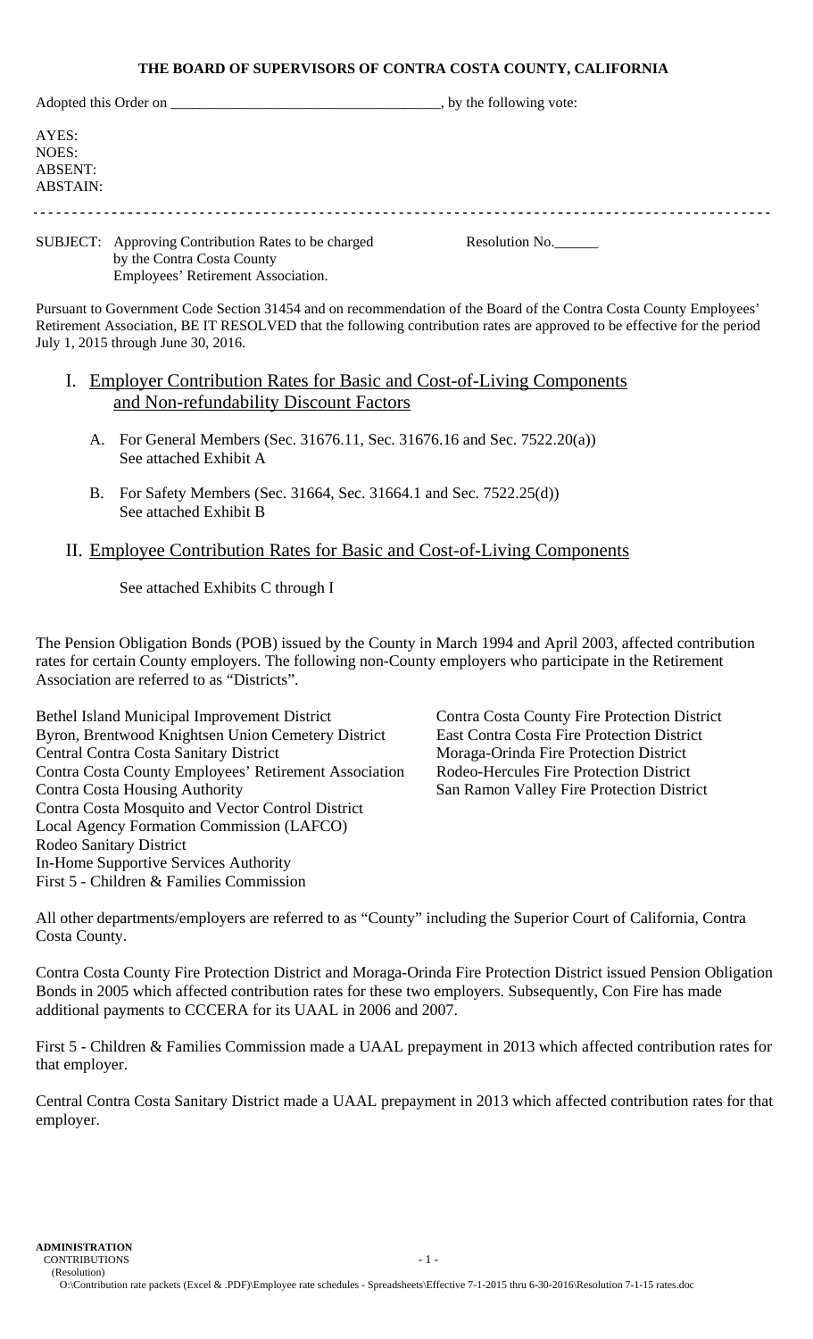**THE BOARD OF SUPERVISORS OF CONTRA COSTA COUNTY, CALIFORNIA**

Adopted this Order on ___________________________________, by the following vote:

AYES:
NOES:
ABSENT:
ABSTAIN:

---

SUBJECT: Approving Contribution Rates to be charged by the Contra Costa County Employees' Retirement Association.

Resolution No.______

Pursuant to Government Code Section 31454 and on recommendation of the Board of the Contra Costa County Employees' Retirement Association, BE IT RESOLVED that the following contribution rates are approved to be effective for the period July 1, 2015 through June 30, 2016.

## I. Employer Contribution Rates for Basic and Cost-of-Living Components and Non-refundability Discount Factors

A. For General Members (Sec. 31676.11, Sec. 31676.16 and Sec. 7522.20(a))
See attached Exhibit A

B. For Safety Members (Sec. 31664, Sec. 31664.1 and Sec. 7522.25(d))
See attached Exhibit B

## II. Employee Contribution Rates for Basic and Cost-of-Living Components

See attached Exhibits C through I

The Pension Obligation Bonds (POB) issued by the County in March 1994 and April 2003, affected contribution rates for certain County employers. The following non-County employers who participate in the Retirement Association are referred to as "Districts".

Bethel Island Municipal Improvement District
Byron, Brentwood Knightsen Union Cemetery District
Central Contra Costa Sanitary District
Contra Costa County Employees' Retirement Association
Contra Costa Housing Authority
Contra Costa Mosquito and Vector Control District
Local Agency Formation Commission (LAFCO)
Rodeo Sanitary District
In-Home Supportive Services Authority
First 5 - Children & Families Commission
Contra Costa County Fire Protection District
East Contra Costa Fire Protection District
Moraga-Orinda Fire Protection District
Rodeo-Hercules Fire Protection District
San Ramon Valley Fire Protection District

All other departments/employers are referred to as "County" including the Superior Court of California, Contra Costa County.

Contra Costa County Fire Protection District and Moraga-Orinda Fire Protection District issued Pension Obligation Bonds in 2005 which affected contribution rates for these two employers. Subsequently, Con Fire has made additional payments to CCCERA for its UAAL in 2006 and 2007.

First 5 - Children & Families Commission made a UAAL prepayment in 2013 which affected contribution rates for that employer.

Central Contra Costa Sanitary District made a UAAL prepayment in 2013 which affected contribution rates for that employer.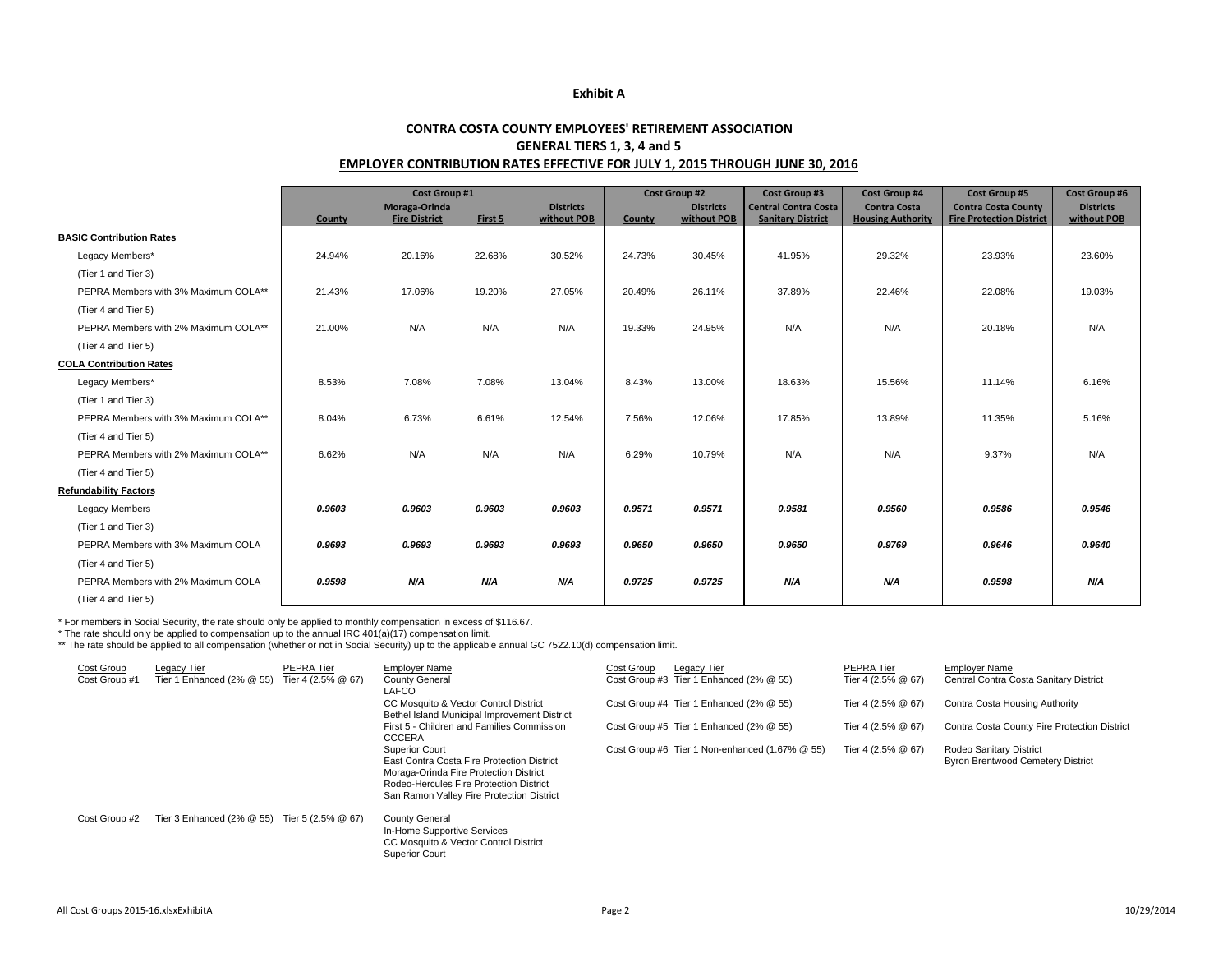**Exhibit A**

**CONTRA COSTA COUNTY EMPLOYEES' RETIREMENT ASSOCIATION**
**GENERAL TIERS 1, 3, 4 and 5**
**EMPLOYER CONTRIBUTION RATES EFFECTIVE FOR JULY 1, 2015 THROUGH JUNE 30, 2016**

| | Cost Group #1 | | | | Cost Group #2 | | Cost Group #3 | Cost Group #4 | Cost Group #5 | Cost Group #6 |
|---|---|---|---|---|---|---|---|---|---|---|
| | County | Moraga-Orinda Fire District | First 5 | Districts without POB | County | Districts without POB | Central Contra Costa Sanitary District | Contra Costa Housing Authority | Contra Costa County Fire Protection District | Districts without POB |
| **BASIC Contribution Rates** | | | | | | | | | | |
| Legacy Members* (Tier 1 and Tier 3) | 24.94% | 20.16% | 22.68% | 30.52% | 24.73% | 30.45% | 41.95% | 29.32% | 23.93% | 23.60% |
| PEPRA Members with 3% Maximum COLA** (Tier 4 and Tier 5) | 21.43% | 17.06% | 19.20% | 27.05% | 20.49% | 26.11% | 37.89% | 22.46% | 22.08% | 19.03% |
| PEPRA Members with 2% Maximum COLA** (Tier 4 and Tier 5) | 21.00% | N/A | N/A | N/A | 19.33% | 24.95% | N/A | N/A | 20.18% | N/A |
| **COLA Contribution Rates** | | | | | | | | | | |
| Legacy Members* (Tier 1 and Tier 3) | 8.53% | 7.08% | 7.08% | 13.04% | 8.43% | 13.00% | 18.63% | 15.56% | 11.14% | 6.16% |
| PEPRA Members with 3% Maximum COLA** (Tier 4 and Tier 5) | 8.04% | 6.73% | 6.61% | 12.54% | 7.56% | 12.06% | 17.85% | 13.89% | 11.35% | 5.16% |
| PEPRA Members with 2% Maximum COLA** (Tier 4 and Tier 5) | 6.62% | N/A | N/A | N/A | 6.29% | 10.79% | N/A | N/A | 9.37% | N/A |
| **Refundability Factors** | | | | | | | | | | |
| Legacy Members (Tier 1 and Tier 3) | ***0.9603*** | ***0.9603*** | ***0.9603*** | ***0.9603*** | ***0.9571*** | ***0.9571*** | ***0.9581*** | ***0.9560*** | ***0.9586*** | ***0.9546*** |
| PEPRA Members with 3% Maximum COLA (Tier 4 and Tier 5) | ***0.9693*** | ***0.9693*** | ***0.9693*** | ***0.9693*** | ***0.9650*** | ***0.9650*** | ***0.9650*** | ***0.9769*** | ***0.9646*** | ***0.9640*** |
| PEPRA Members with 2% Maximum COLA (Tier 4 and Tier 5) | ***0.9598*** | ***N/A*** | ***N/A*** | ***N/A*** | ***0.9725*** | ***0.9725*** | ***N/A*** | ***N/A*** | ***0.9598*** | ***N/A*** |

\* For members in Social Security, the rate should only be applied to monthly compensation in excess of $116.67.
\* The rate should only be applied to compensation up to the annual IRC 401(a)(17) compensation limit.
\*\* The rate should be applied to all compensation (whether or not in Social Security) up to the applicable annual GC 7522.10(d) compensation limit.

| Cost Group | Legacy Tier | PEPRA Tier | Employer Name |
|---|---|---|---|
| Cost Group #1 | Tier 1 Enhanced (2% @ 55) | Tier 4 (2.5% @ 67) | County General<br>LAFCO<br>CC Mosquito & Vector Control District<br>Bethel Island Municipal Improvement District<br>First 5 - Children and Families Commission<br>CCCERA<br>Superior Court<br>East Contra Costa Fire Protection District<br>Moraga-Orinda Fire Protection District<br>Rodeo-Hercules Fire Protection District<br>San Ramon Valley Fire Protection District |
| Cost Group #2 | Tier 3 Enhanced (2% @ 55) | Tier 5 (2.5% @ 67) | County General<br>In-Home Supportive Services<br>CC Mosquito & Vector Control District<br>Superior Court |
| Cost Group #3 | Tier 1 Enhanced (2% @ 55) | Tier 4 (2.5% @ 67) | Central Contra Costa Sanitary District |
| Cost Group #4 | Tier 1 Enhanced (2% @ 55) | Tier 4 (2.5% @ 67) | Contra Costa Housing Authority |
| Cost Group #5 | Tier 1 Enhanced (2% @ 55) | Tier 4 (2.5% @ 67) | Contra Costa County Fire Protection District |
| Cost Group #6 | Tier 1 Non-enhanced (1.67% @ 55) | Tier 4 (2.5% @ 67) | Rodeo Sanitary District<br>Byron Brentwood Cemetery District |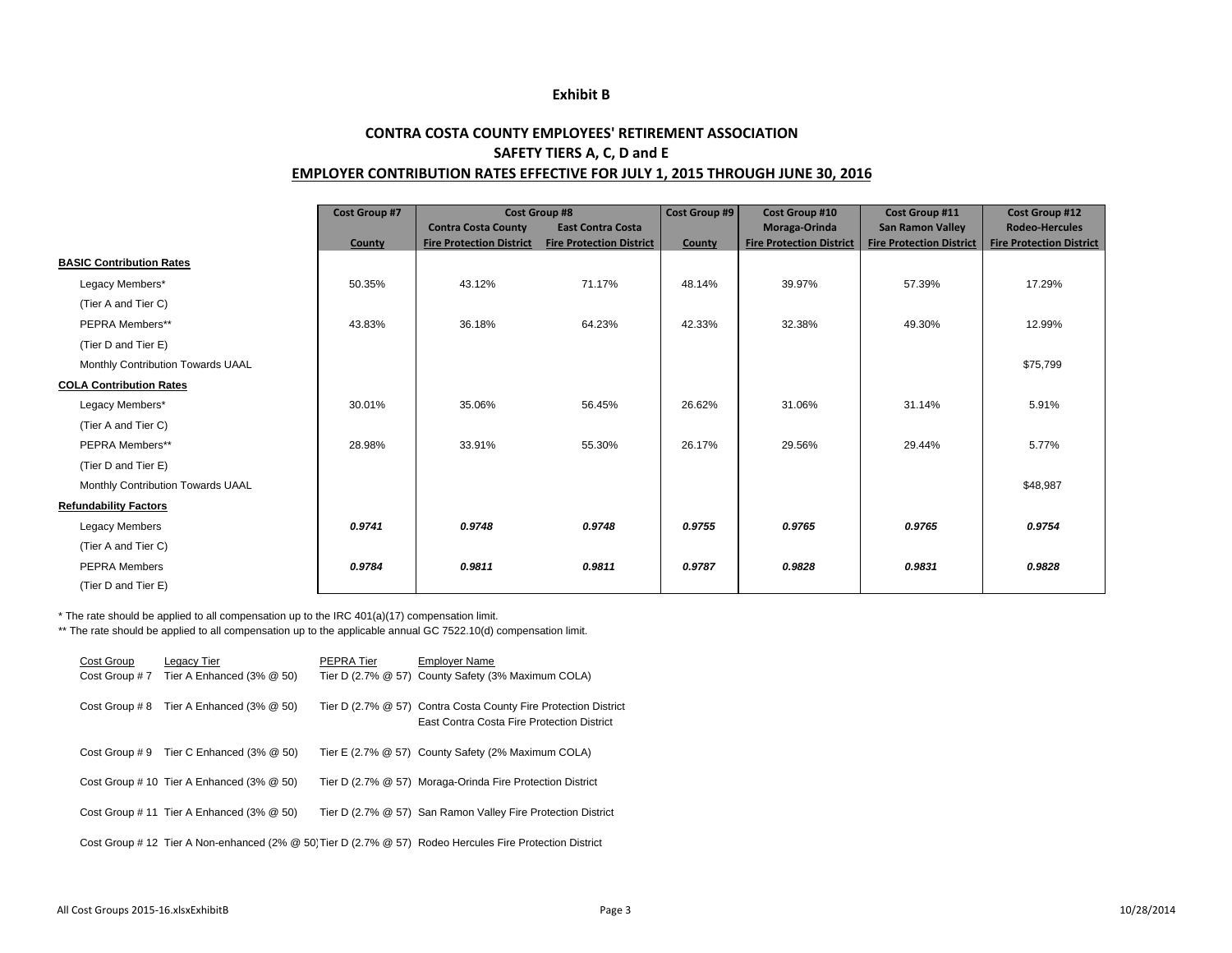**Exhibit B**

## CONTRA COSTA COUNTY EMPLOYEES' RETIREMENT ASSOCIATION

### SAFETY TIERS A, C, D and E

### EMPLOYER CONTRIBUTION RATES EFFECTIVE FOR JULY 1, 2015 THROUGH JUNE 30, 2016

| | Cost Group #7 | Cost Group #8 | | Cost Group #9 | Cost Group #10 | Cost Group #11 | Cost Group #12 |
|---|---|---|---|---|---|---|---|
| | County | Contra Costa County Fire Protection District | East Contra Costa Fire Protection District | County | Moraga-Orinda Fire Protection District | San Ramon Valley Fire Protection District | Rodeo-Hercules Fire Protection District |
| **BASIC Contribution Rates** | | | | | | | |
| Legacy Members* (Tier A and Tier C) | 50.35% | 43.12% | 71.17% | 48.14% | 39.97% | 57.39% | 17.29% |
| PEPRA Members** (Tier D and Tier E) | 43.83% | 36.18% | 64.23% | 42.33% | 32.38% | 49.30% | 12.99% |
| Monthly Contribution Towards UAAL | | | | | | | $75,799 |
| **COLA Contribution Rates** | | | | | | | |
| Legacy Members* (Tier A and Tier C) | 30.01% | 35.06% | 56.45% | 26.62% | 31.06% | 31.14% | 5.91% |
| PEPRA Members** (Tier D and Tier E) | 28.98% | 33.91% | 55.30% | 26.17% | 29.56% | 29.44% | 5.77% |
| Monthly Contribution Towards UAAL | | | | | | | $48,987 |
| **Refundability Factors** | | | | | | | |
| Legacy Members (Tier A and Tier C) | ***0.9741*** | ***0.9748*** | ***0.9748*** | ***0.9755*** | ***0.9765*** | ***0.9765*** | ***0.9754*** |
| PEPRA Members (Tier D and Tier E) | ***0.9784*** | ***0.9811*** | ***0.9811*** | ***0.9787*** | ***0.9828*** | ***0.9831*** | ***0.9828*** |

\* The rate should be applied to all compensation up to the IRC 401(a)(17) compensation limit.

\*\* The rate should be applied to all compensation up to the applicable annual GC 7522.10(d) compensation limit.

| Cost Group | Legacy Tier | PEPRA Tier | Employer Name |
|---|---|---|---|
| Cost Group # 7 | Tier A Enhanced (3% @ 50) | Tier D (2.7% @ 57) | County Safety (3% Maximum COLA) |
| Cost Group # 8 | Tier A Enhanced (3% @ 50) | Tier D (2.7% @ 57) | Contra Costa County Fire Protection District<br>East Contra Costa Fire Protection District |
| Cost Group # 9 | Tier C Enhanced (3% @ 50) | Tier E (2.7% @ 57) | County Safety (2% Maximum COLA) |
| Cost Group # 10 | Tier A Enhanced (3% @ 50) | Tier D (2.7% @ 57) | Moraga-Orinda Fire Protection District |
| Cost Group # 11 | Tier A Enhanced (3% @ 50) | Tier D (2.7% @ 57) | San Ramon Valley Fire Protection District |
| Cost Group # 12 | Tier A Non-enhanced (2% @ 50) | Tier D (2.7% @ 57) | Rodeo Hercules Fire Protection District |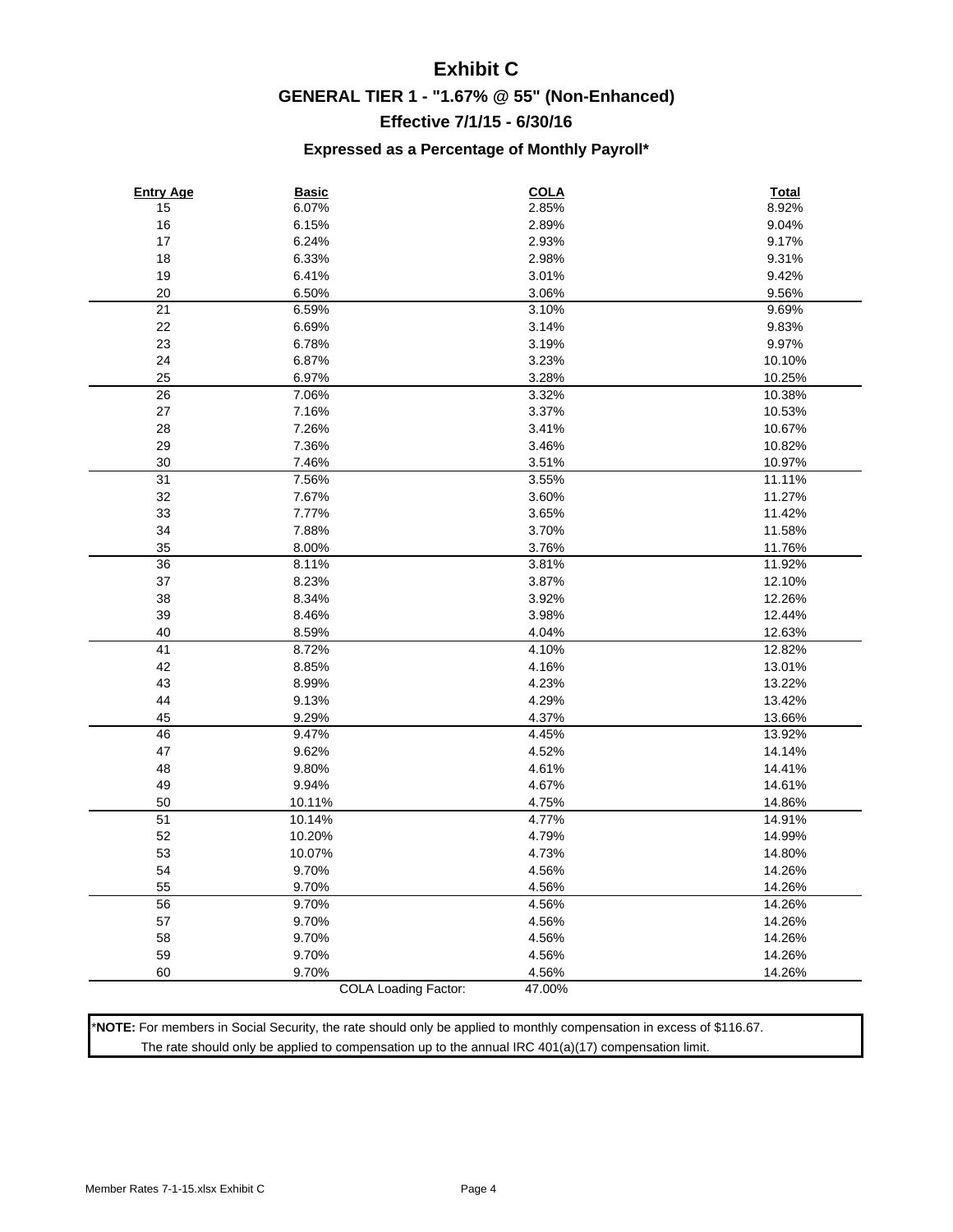# Exhibit C

## GENERAL TIER 1 - "1.67% @ 55" (Non-Enhanced)

### Effective 7/1/15 - 6/30/16

### Expressed as a Percentage of Monthly Payroll*

| Entry Age | Basic | COLA | Total |
|---|---|---|---|
| 15 | 6.07% | 2.85% | 8.92% |
| 16 | 6.15% | 2.89% | 9.04% |
| 17 | 6.24% | 2.93% | 9.17% |
| 18 | 6.33% | 2.98% | 9.31% |
| 19 | 6.41% | 3.01% | 9.42% |
| 20 | 6.50% | 3.06% | 9.56% |
| 21 | 6.59% | 3.10% | 9.69% |
| 22 | 6.69% | 3.14% | 9.83% |
| 23 | 6.78% | 3.19% | 9.97% |
| 24 | 6.87% | 3.23% | 10.10% |
| 25 | 6.97% | 3.28% | 10.25% |
| 26 | 7.06% | 3.32% | 10.38% |
| 27 | 7.16% | 3.37% | 10.53% |
| 28 | 7.26% | 3.41% | 10.67% |
| 29 | 7.36% | 3.46% | 10.82% |
| 30 | 7.46% | 3.51% | 10.97% |
| 31 | 7.56% | 3.55% | 11.11% |
| 32 | 7.67% | 3.60% | 11.27% |
| 33 | 7.77% | 3.65% | 11.42% |
| 34 | 7.88% | 3.70% | 11.58% |
| 35 | 8.00% | 3.76% | 11.76% |
| 36 | 8.11% | 3.81% | 11.92% |
| 37 | 8.23% | 3.87% | 12.10% |
| 38 | 8.34% | 3.92% | 12.26% |
| 39 | 8.46% | 3.98% | 12.44% |
| 40 | 8.59% | 4.04% | 12.63% |
| 41 | 8.72% | 4.10% | 12.82% |
| 42 | 8.85% | 4.16% | 13.01% |
| 43 | 8.99% | 4.23% | 13.22% |
| 44 | 9.13% | 4.29% | 13.42% |
| 45 | 9.29% | 4.37% | 13.66% |
| 46 | 9.47% | 4.45% | 13.92% |
| 47 | 9.62% | 4.52% | 14.14% |
| 48 | 9.80% | 4.61% | 14.41% |
| 49 | 9.94% | 4.67% | 14.61% |
| 50 | 10.11% | 4.75% | 14.86% |
| 51 | 10.14% | 4.77% | 14.91% |
| 52 | 10.20% | 4.79% | 14.99% |
| 53 | 10.07% | 4.73% | 14.80% |
| 54 | 9.70% | 4.56% | 14.26% |
| 55 | 9.70% | 4.56% | 14.26% |
| 56 | 9.70% | 4.56% | 14.26% |
| 57 | 9.70% | 4.56% | 14.26% |
| 58 | 9.70% | 4.56% | 14.26% |
| 59 | 9.70% | 4.56% | 14.26% |
| 60 | 9.70% | 4.56% | 14.26% |
| | COLA Loading Factor: | 47.00% | |

***NOTE:** For members in Social Security, the rate should only be applied to monthly compensation in excess of $116.67.
The rate should only be applied to compensation up to the annual IRC 401(a)(17) compensation limit.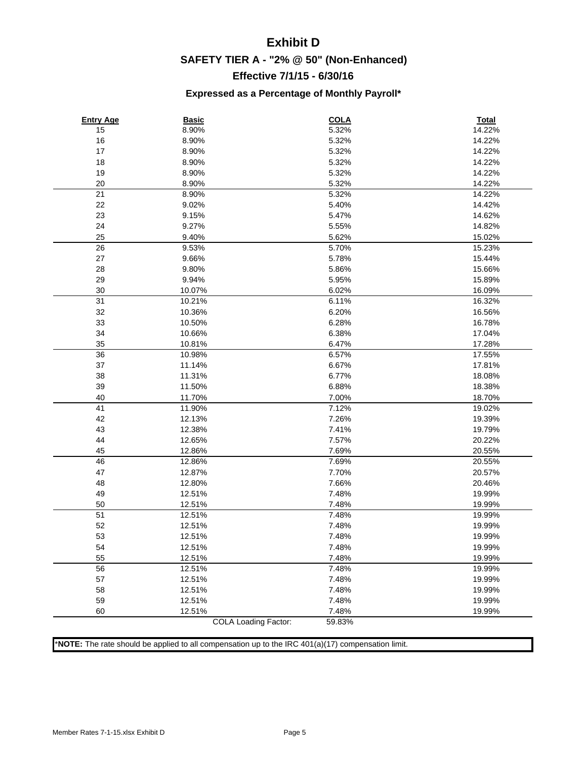# Exhibit D

## SAFETY TIER A - "2% @ 50" (Non-Enhanced)

## Effective 7/1/15 - 6/30/16

### Expressed as a Percentage of Monthly Payroll*

| Entry Age | Basic | COLA | Total |
|---|---|---|---|
| 15 | 8.90% | 5.32% | 14.22% |
| 16 | 8.90% | 5.32% | 14.22% |
| 17 | 8.90% | 5.32% | 14.22% |
| 18 | 8.90% | 5.32% | 14.22% |
| 19 | 8.90% | 5.32% | 14.22% |
| 20 | 8.90% | 5.32% | 14.22% |
| 21 | 8.90% | 5.32% | 14.22% |
| 22 | 9.02% | 5.40% | 14.42% |
| 23 | 9.15% | 5.47% | 14.62% |
| 24 | 9.27% | 5.55% | 14.82% |
| 25 | 9.40% | 5.62% | 15.02% |
| 26 | 9.53% | 5.70% | 15.23% |
| 27 | 9.66% | 5.78% | 15.44% |
| 28 | 9.80% | 5.86% | 15.66% |
| 29 | 9.94% | 5.95% | 15.89% |
| 30 | 10.07% | 6.02% | 16.09% |
| 31 | 10.21% | 6.11% | 16.32% |
| 32 | 10.36% | 6.20% | 16.56% |
| 33 | 10.50% | 6.28% | 16.78% |
| 34 | 10.66% | 6.38% | 17.04% |
| 35 | 10.81% | 6.47% | 17.28% |
| 36 | 10.98% | 6.57% | 17.55% |
| 37 | 11.14% | 6.67% | 17.81% |
| 38 | 11.31% | 6.77% | 18.08% |
| 39 | 11.50% | 6.88% | 18.38% |
| 40 | 11.70% | 7.00% | 18.70% |
| 41 | 11.90% | 7.12% | 19.02% |
| 42 | 12.13% | 7.26% | 19.39% |
| 43 | 12.38% | 7.41% | 19.79% |
| 44 | 12.65% | 7.57% | 20.22% |
| 45 | 12.86% | 7.69% | 20.55% |
| 46 | 12.86% | 7.69% | 20.55% |
| 47 | 12.87% | 7.70% | 20.57% |
| 48 | 12.80% | 7.66% | 20.46% |
| 49 | 12.51% | 7.48% | 19.99% |
| 50 | 12.51% | 7.48% | 19.99% |
| 51 | 12.51% | 7.48% | 19.99% |
| 52 | 12.51% | 7.48% | 19.99% |
| 53 | 12.51% | 7.48% | 19.99% |
| 54 | 12.51% | 7.48% | 19.99% |
| 55 | 12.51% | 7.48% | 19.99% |
| 56 | 12.51% | 7.48% | 19.99% |
| 57 | 12.51% | 7.48% | 19.99% |
| 58 | 12.51% | 7.48% | 19.99% |
| 59 | 12.51% | 7.48% | 19.99% |
| 60 | 12.51% | 7.48% | 19.99% |
| | COLA Loading Factor: | 59.83% | |

***NOTE:** The rate should be applied to all compensation up to the IRC 401(a)(17) compensation limit.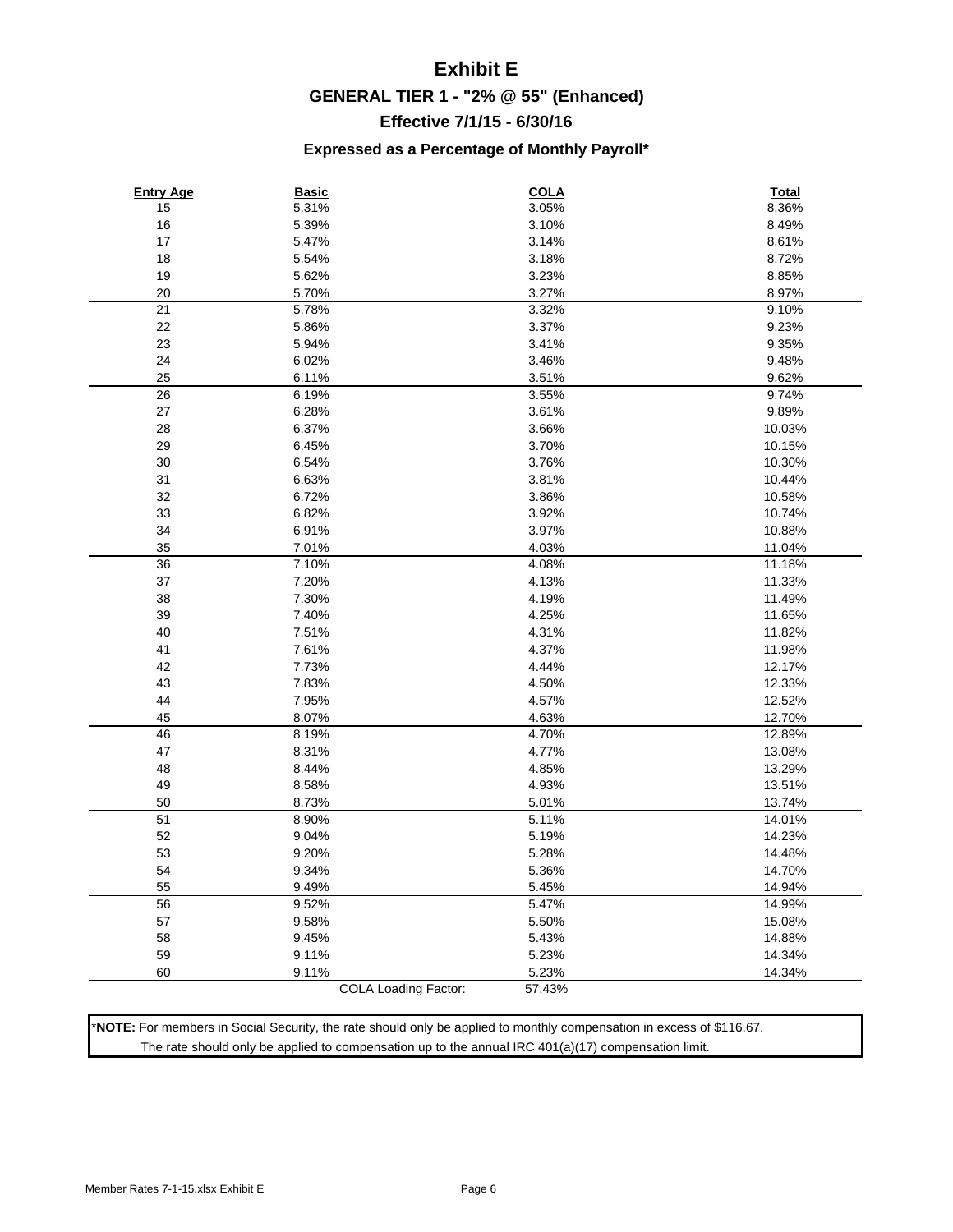# Exhibit E

## GENERAL TIER 1 - "2% @ 55" (Enhanced)

### Effective 7/1/15 - 6/30/16

### Expressed as a Percentage of Monthly Payroll*

| Entry Age | Basic | COLA | Total |
|---|---|---|---|
| 15 | 5.31% | 3.05% | 8.36% |
| 16 | 5.39% | 3.10% | 8.49% |
| 17 | 5.47% | 3.14% | 8.61% |
| 18 | 5.54% | 3.18% | 8.72% |
| 19 | 5.62% | 3.23% | 8.85% |
| 20 | 5.70% | 3.27% | 8.97% |
| 21 | 5.78% | 3.32% | 9.10% |
| 22 | 5.86% | 3.37% | 9.23% |
| 23 | 5.94% | 3.41% | 9.35% |
| 24 | 6.02% | 3.46% | 9.48% |
| 25 | 6.11% | 3.51% | 9.62% |
| 26 | 6.19% | 3.55% | 9.74% |
| 27 | 6.28% | 3.61% | 9.89% |
| 28 | 6.37% | 3.66% | 10.03% |
| 29 | 6.45% | 3.70% | 10.15% |
| 30 | 6.54% | 3.76% | 10.30% |
| 31 | 6.63% | 3.81% | 10.44% |
| 32 | 6.72% | 3.86% | 10.58% |
| 33 | 6.82% | 3.92% | 10.74% |
| 34 | 6.91% | 3.97% | 10.88% |
| 35 | 7.01% | 4.03% | 11.04% |
| 36 | 7.10% | 4.08% | 11.18% |
| 37 | 7.20% | 4.13% | 11.33% |
| 38 | 7.30% | 4.19% | 11.49% |
| 39 | 7.40% | 4.25% | 11.65% |
| 40 | 7.51% | 4.31% | 11.82% |
| 41 | 7.61% | 4.37% | 11.98% |
| 42 | 7.73% | 4.44% | 12.17% |
| 43 | 7.83% | 4.50% | 12.33% |
| 44 | 7.95% | 4.57% | 12.52% |
| 45 | 8.07% | 4.63% | 12.70% |
| 46 | 8.19% | 4.70% | 12.89% |
| 47 | 8.31% | 4.77% | 13.08% |
| 48 | 8.44% | 4.85% | 13.29% |
| 49 | 8.58% | 4.93% | 13.51% |
| 50 | 8.73% | 5.01% | 13.74% |
| 51 | 8.90% | 5.11% | 14.01% |
| 52 | 9.04% | 5.19% | 14.23% |
| 53 | 9.20% | 5.28% | 14.48% |
| 54 | 9.34% | 5.36% | 14.70% |
| 55 | 9.49% | 5.45% | 14.94% |
| 56 | 9.52% | 5.47% | 14.99% |
| 57 | 9.58% | 5.50% | 15.08% |
| 58 | 9.45% | 5.43% | 14.88% |
| 59 | 9.11% | 5.23% | 14.34% |
| 60 | 9.11% | 5.23% | 14.34% |
| | COLA Loading Factor: | 57.43% | |

***NOTE:** For members in Social Security, the rate should only be applied to monthly compensation in excess of $116.67.
The rate should only be applied to compensation up to the annual IRC 401(a)(17) compensation limit.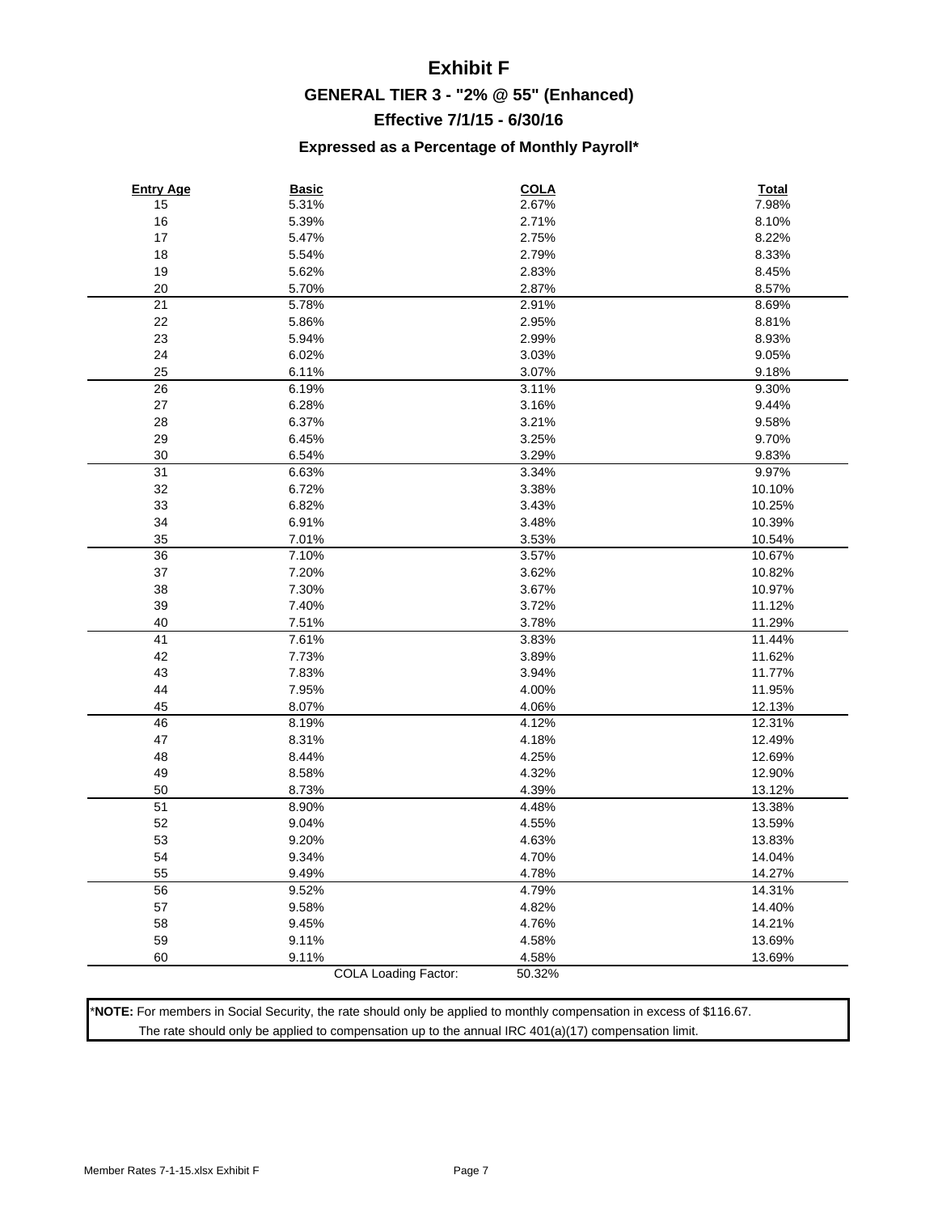# Exhibit F

## GENERAL TIER 3 - "2% @ 55" (Enhanced)

## Effective 7/1/15 - 6/30/16

### Expressed as a Percentage of Monthly Payroll*

| Entry Age | Basic | COLA | Total |
|---|---|---|---|
| 15 | 5.31% | 2.67% | 7.98% |
| 16 | 5.39% | 2.71% | 8.10% |
| 17 | 5.47% | 2.75% | 8.22% |
| 18 | 5.54% | 2.79% | 8.33% |
| 19 | 5.62% | 2.83% | 8.45% |
| 20 | 5.70% | 2.87% | 8.57% |
| 21 | 5.78% | 2.91% | 8.69% |
| 22 | 5.86% | 2.95% | 8.81% |
| 23 | 5.94% | 2.99% | 8.93% |
| 24 | 6.02% | 3.03% | 9.05% |
| 25 | 6.11% | 3.07% | 9.18% |
| 26 | 6.19% | 3.11% | 9.30% |
| 27 | 6.28% | 3.16% | 9.44% |
| 28 | 6.37% | 3.21% | 9.58% |
| 29 | 6.45% | 3.25% | 9.70% |
| 30 | 6.54% | 3.29% | 9.83% |
| 31 | 6.63% | 3.34% | 9.97% |
| 32 | 6.72% | 3.38% | 10.10% |
| 33 | 6.82% | 3.43% | 10.25% |
| 34 | 6.91% | 3.48% | 10.39% |
| 35 | 7.01% | 3.53% | 10.54% |
| 36 | 7.10% | 3.57% | 10.67% |
| 37 | 7.20% | 3.62% | 10.82% |
| 38 | 7.30% | 3.67% | 10.97% |
| 39 | 7.40% | 3.72% | 11.12% |
| 40 | 7.51% | 3.78% | 11.29% |
| 41 | 7.61% | 3.83% | 11.44% |
| 42 | 7.73% | 3.89% | 11.62% |
| 43 | 7.83% | 3.94% | 11.77% |
| 44 | 7.95% | 4.00% | 11.95% |
| 45 | 8.07% | 4.06% | 12.13% |
| 46 | 8.19% | 4.12% | 12.31% |
| 47 | 8.31% | 4.18% | 12.49% |
| 48 | 8.44% | 4.25% | 12.69% |
| 49 | 8.58% | 4.32% | 12.90% |
| 50 | 8.73% | 4.39% | 13.12% |
| 51 | 8.90% | 4.48% | 13.38% |
| 52 | 9.04% | 4.55% | 13.59% |
| 53 | 9.20% | 4.63% | 13.83% |
| 54 | 9.34% | 4.70% | 14.04% |
| 55 | 9.49% | 4.78% | 14.27% |
| 56 | 9.52% | 4.79% | 14.31% |
| 57 | 9.58% | 4.82% | 14.40% |
| 58 | 9.45% | 4.76% | 14.21% |
| 59 | 9.11% | 4.58% | 13.69% |
| 60 | 9.11% | 4.58% | 13.69% |
| | COLA Loading Factor: | 50.32% | |

***NOTE:** For members in Social Security, the rate should only be applied to monthly compensation in excess of $116.67.
The rate should only be applied to compensation up to the annual IRC 401(a)(17) compensation limit.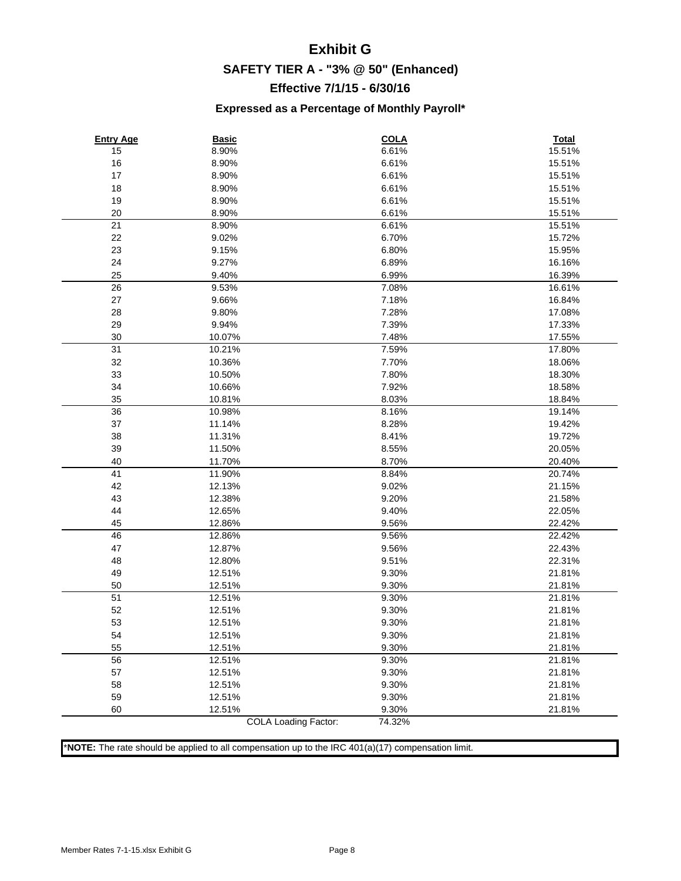# Exhibit G

## SAFETY TIER A - "3% @ 50" (Enhanced)

## Effective 7/1/15 - 6/30/16

### Expressed as a Percentage of Monthly Payroll*

| Entry Age | Basic | COLA | Total |
|---|---|---|---|
| 15 | 8.90% | 6.61% | 15.51% |
| 16 | 8.90% | 6.61% | 15.51% |
| 17 | 8.90% | 6.61% | 15.51% |
| 18 | 8.90% | 6.61% | 15.51% |
| 19 | 8.90% | 6.61% | 15.51% |
| 20 | 8.90% | 6.61% | 15.51% |
| 21 | 8.90% | 6.61% | 15.51% |
| 22 | 9.02% | 6.70% | 15.72% |
| 23 | 9.15% | 6.80% | 15.95% |
| 24 | 9.27% | 6.89% | 16.16% |
| 25 | 9.40% | 6.99% | 16.39% |
| 26 | 9.53% | 7.08% | 16.61% |
| 27 | 9.66% | 7.18% | 16.84% |
| 28 | 9.80% | 7.28% | 17.08% |
| 29 | 9.94% | 7.39% | 17.33% |
| 30 | 10.07% | 7.48% | 17.55% |
| 31 | 10.21% | 7.59% | 17.80% |
| 32 | 10.36% | 7.70% | 18.06% |
| 33 | 10.50% | 7.80% | 18.30% |
| 34 | 10.66% | 7.92% | 18.58% |
| 35 | 10.81% | 8.03% | 18.84% |
| 36 | 10.98% | 8.16% | 19.14% |
| 37 | 11.14% | 8.28% | 19.42% |
| 38 | 11.31% | 8.41% | 19.72% |
| 39 | 11.50% | 8.55% | 20.05% |
| 40 | 11.70% | 8.70% | 20.40% |
| 41 | 11.90% | 8.84% | 20.74% |
| 42 | 12.13% | 9.02% | 21.15% |
| 43 | 12.38% | 9.20% | 21.58% |
| 44 | 12.65% | 9.40% | 22.05% |
| 45 | 12.86% | 9.56% | 22.42% |
| 46 | 12.86% | 9.56% | 22.42% |
| 47 | 12.87% | 9.56% | 22.43% |
| 48 | 12.80% | 9.51% | 22.31% |
| 49 | 12.51% | 9.30% | 21.81% |
| 50 | 12.51% | 9.30% | 21.81% |
| 51 | 12.51% | 9.30% | 21.81% |
| 52 | 12.51% | 9.30% | 21.81% |
| 53 | 12.51% | 9.30% | 21.81% |
| 54 | 12.51% | 9.30% | 21.81% |
| 55 | 12.51% | 9.30% | 21.81% |
| 56 | 12.51% | 9.30% | 21.81% |
| 57 | 12.51% | 9.30% | 21.81% |
| 58 | 12.51% | 9.30% | 21.81% |
| 59 | 12.51% | 9.30% | 21.81% |
| 60 | 12.51% | 9.30% | 21.81% |
| | COLA Loading Factor: | 74.32% | |

***NOTE:** The rate should be applied to all compensation up to the IRC 401(a)(17) compensation limit.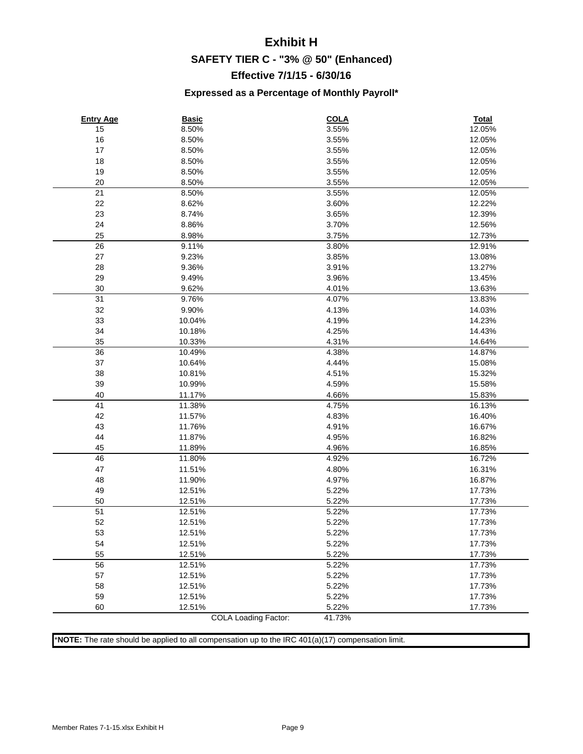# Exhibit H

## SAFETY TIER C - "3% @ 50" (Enhanced)

## Effective 7/1/15 - 6/30/16

### Expressed as a Percentage of Monthly Payroll*

| Entry Age | Basic | COLA | Total |
|---|---|---|---|
| 15 | 8.50% | 3.55% | 12.05% |
| 16 | 8.50% | 3.55% | 12.05% |
| 17 | 8.50% | 3.55% | 12.05% |
| 18 | 8.50% | 3.55% | 12.05% |
| 19 | 8.50% | 3.55% | 12.05% |
| 20 | 8.50% | 3.55% | 12.05% |
| 21 | 8.50% | 3.55% | 12.05% |
| 22 | 8.62% | 3.60% | 12.22% |
| 23 | 8.74% | 3.65% | 12.39% |
| 24 | 8.86% | 3.70% | 12.56% |
| 25 | 8.98% | 3.75% | 12.73% |
| 26 | 9.11% | 3.80% | 12.91% |
| 27 | 9.23% | 3.85% | 13.08% |
| 28 | 9.36% | 3.91% | 13.27% |
| 29 | 9.49% | 3.96% | 13.45% |
| 30 | 9.62% | 4.01% | 13.63% |
| 31 | 9.76% | 4.07% | 13.83% |
| 32 | 9.90% | 4.13% | 14.03% |
| 33 | 10.04% | 4.19% | 14.23% |
| 34 | 10.18% | 4.25% | 14.43% |
| 35 | 10.33% | 4.31% | 14.64% |
| 36 | 10.49% | 4.38% | 14.87% |
| 37 | 10.64% | 4.44% | 15.08% |
| 38 | 10.81% | 4.51% | 15.32% |
| 39 | 10.99% | 4.59% | 15.58% |
| 40 | 11.17% | 4.66% | 15.83% |
| 41 | 11.38% | 4.75% | 16.13% |
| 42 | 11.57% | 4.83% | 16.40% |
| 43 | 11.76% | 4.91% | 16.67% |
| 44 | 11.87% | 4.95% | 16.82% |
| 45 | 11.89% | 4.96% | 16.85% |
| 46 | 11.80% | 4.92% | 16.72% |
| 47 | 11.51% | 4.80% | 16.31% |
| 48 | 11.90% | 4.97% | 16.87% |
| 49 | 12.51% | 5.22% | 17.73% |
| 50 | 12.51% | 5.22% | 17.73% |
| 51 | 12.51% | 5.22% | 17.73% |
| 52 | 12.51% | 5.22% | 17.73% |
| 53 | 12.51% | 5.22% | 17.73% |
| 54 | 12.51% | 5.22% | 17.73% |
| 55 | 12.51% | 5.22% | 17.73% |
| 56 | 12.51% | 5.22% | 17.73% |
| 57 | 12.51% | 5.22% | 17.73% |
| 58 | 12.51% | 5.22% | 17.73% |
| 59 | 12.51% | 5.22% | 17.73% |
| 60 | 12.51% | 5.22% | 17.73% |
| | COLA Loading Factor: | 41.73% | |

***NOTE:** The rate should be applied to all compensation up to the IRC 401(a)(17) compensation limit.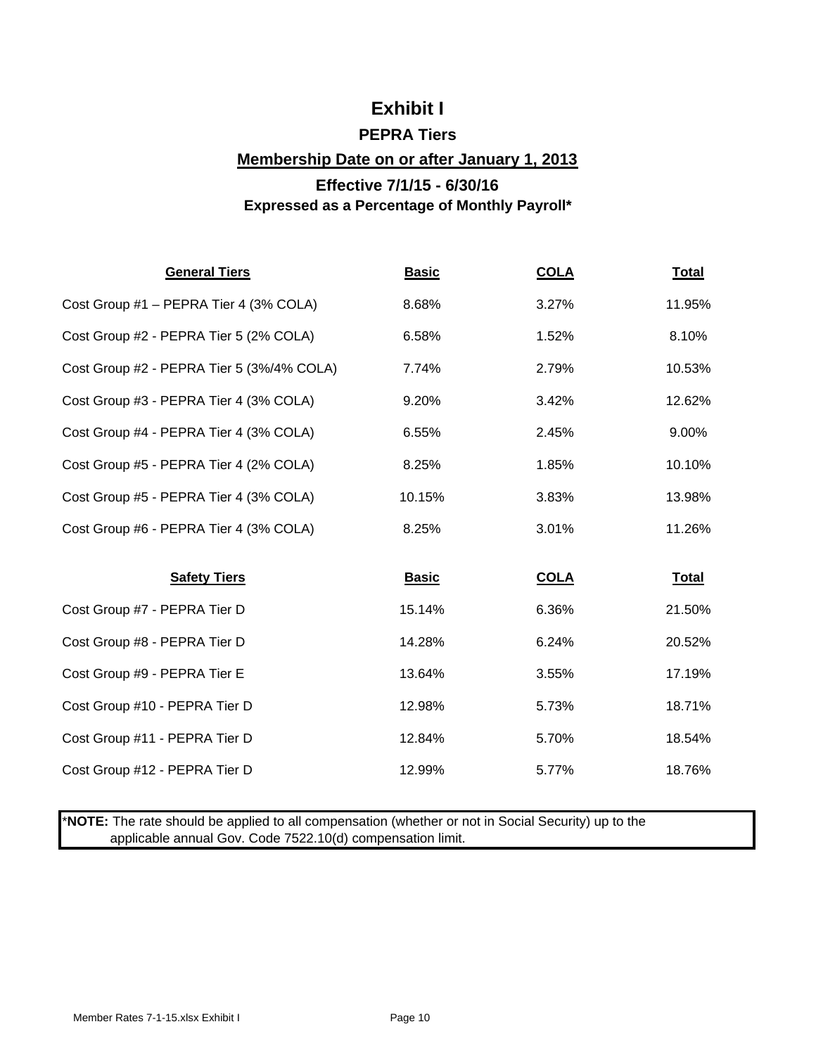# Exhibit I

## PEPRA Tiers

## Membership Date on or after January 1, 2013

### Effective 7/1/15 - 6/30/16

**Expressed as a Percentage of Monthly Payroll***

| General Tiers | Basic | COLA | Total |
|---|---|---|---|
| Cost Group #1 – PEPRA Tier 4 (3% COLA) | 8.68% | 3.27% | 11.95% |
| Cost Group #2 - PEPRA Tier 5 (2% COLA) | 6.58% | 1.52% | 8.10% |
| Cost Group #2 - PEPRA Tier 5 (3%/4% COLA) | 7.74% | 2.79% | 10.53% |
| Cost Group #3 - PEPRA Tier 4 (3% COLA) | 9.20% | 3.42% | 12.62% |
| Cost Group #4 - PEPRA Tier 4 (3% COLA) | 6.55% | 2.45% | 9.00% |
| Cost Group #5 - PEPRA Tier 4 (2% COLA) | 8.25% | 1.85% | 10.10% |
| Cost Group #5 - PEPRA Tier 4 (3% COLA) | 10.15% | 3.83% | 13.98% |
| Cost Group #6 - PEPRA Tier 4 (3% COLA) | 8.25% | 3.01% | 11.26% |

| Safety Tiers | Basic | COLA | Total |
|---|---|---|---|
| Cost Group #7 - PEPRA Tier D | 15.14% | 6.36% | 21.50% |
| Cost Group #8 - PEPRA Tier D | 14.28% | 6.24% | 20.52% |
| Cost Group #9 - PEPRA Tier E | 13.64% | 3.55% | 17.19% |
| Cost Group #10 - PEPRA Tier D | 12.98% | 5.73% | 18.71% |
| Cost Group #11 - PEPRA Tier D | 12.84% | 5.70% | 18.54% |
| Cost Group #12 - PEPRA Tier D | 12.99% | 5.77% | 18.76% |

***NOTE:** The rate should be applied to all compensation (whether or not in Social Security) up to the applicable annual Gov. Code 7522.10(d) compensation limit.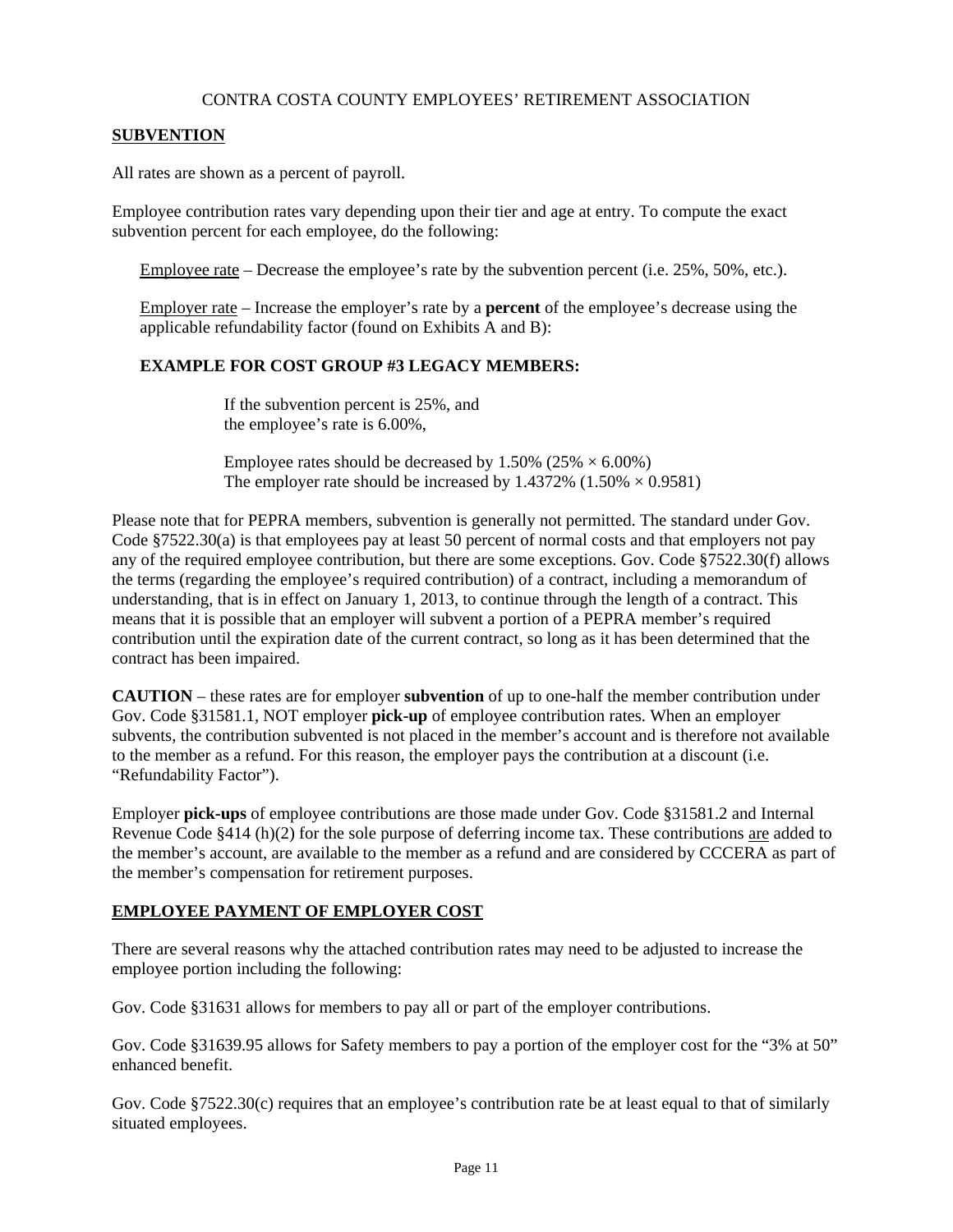CONTRA COSTA COUNTY EMPLOYEES' RETIREMENT ASSOCIATION

## SUBVENTION

All rates are shown as a percent of payroll.

Employee contribution rates vary depending upon their tier and age at entry. To compute the exact subvention percent for each employee, do the following:

Employee rate – Decrease the employee's rate by the subvention percent (i.e. 25%, 50%, etc.).

Employer rate – Increase the employer's rate by a **percent** of the employee's decrease using the applicable refundability factor (found on Exhibits A and B):

### EXAMPLE FOR COST GROUP #3 LEGACY MEMBERS:

If the subvention percent is 25%, and
the employee's rate is 6.00%,

Employee rates should be decreased by 1.50% (25% × 6.00%)
The employer rate should be increased by 1.4372% (1.50% × 0.9581)

Please note that for PEPRA members, subvention is generally not permitted. The standard under Gov. Code §7522.30(a) is that employees pay at least 50 percent of normal costs and that employers not pay any of the required employee contribution, but there are some exceptions. Gov. Code §7522.30(f) allows the terms (regarding the employee's required contribution) of a contract, including a memorandum of understanding, that is in effect on January 1, 2013, to continue through the length of a contract. This means that it is possible that an employer will subvent a portion of a PEPRA member's required contribution until the expiration date of the current contract, so long as it has been determined that the contract has been impaired.

**CAUTION** – these rates are for employer **subvention** of up to one-half the member contribution under Gov. Code §31581.1, NOT employer **pick-up** of employee contribution rates. When an employer subvents, the contribution subvented is not placed in the member's account and is therefore not available to the member as a refund. For this reason, the employer pays the contribution at a discount (i.e. "Refundability Factor").

Employer **pick-ups** of employee contributions are those made under Gov. Code §31581.2 and Internal Revenue Code §414 (h)(2) for the sole purpose of deferring income tax. These contributions are added to the member's account, are available to the member as a refund and are considered by CCCERA as part of the member's compensation for retirement purposes.

## EMPLOYEE PAYMENT OF EMPLOYER COST

There are several reasons why the attached contribution rates may need to be adjusted to increase the employee portion including the following:

Gov. Code §31631 allows for members to pay all or part of the employer contributions.

Gov. Code §31639.95 allows for Safety members to pay a portion of the employer cost for the "3% at 50" enhanced benefit.

Gov. Code §7522.30(c) requires that an employee's contribution rate be at least equal to that of similarly situated employees.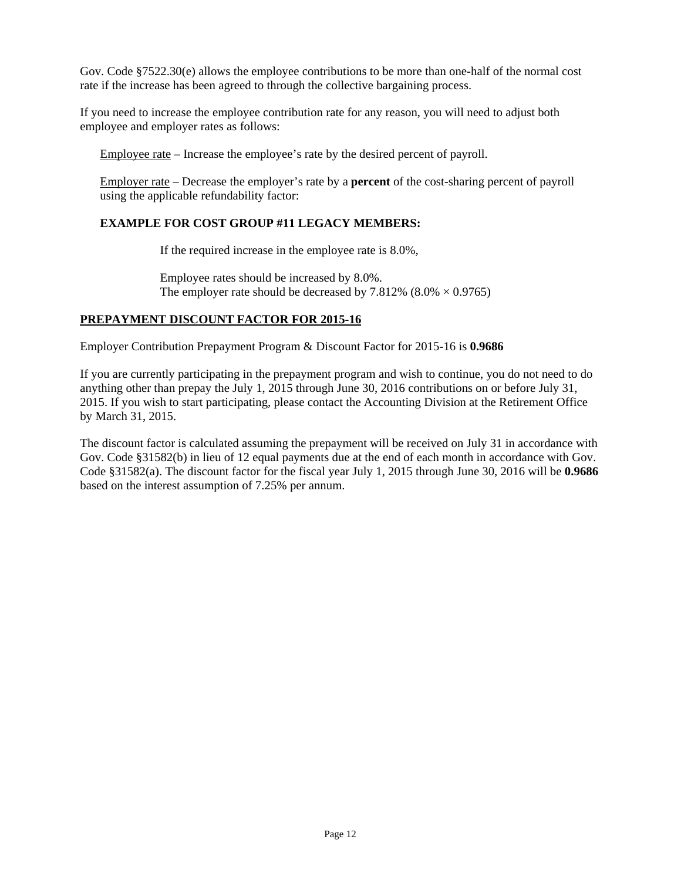Gov. Code §7522.30(e) allows the employee contributions to be more than one-half of the normal cost rate if the increase has been agreed to through the collective bargaining process.

If you need to increase the employee contribution rate for any reason, you will need to adjust both employee and employer rates as follows:

Employee rate – Increase the employee's rate by the desired percent of payroll.

Employer rate – Decrease the employer's rate by a **percent** of the cost-sharing percent of payroll using the applicable refundability factor:

**EXAMPLE FOR COST GROUP #11 LEGACY MEMBERS:**

If the required increase in the employee rate is 8.0%,

Employee rates should be increased by 8.0%.
The employer rate should be decreased by 7.812% (8.0% × 0.9765)

**PREPAYMENT DISCOUNT FACTOR FOR 2015-16**

Employer Contribution Prepayment Program & Discount Factor for 2015-16 is **0.9686**

If you are currently participating in the prepayment program and wish to continue, you do not need to do anything other than prepay the July 1, 2015 through June 30, 2016 contributions on or before July 31, 2015. If you wish to start participating, please contact the Accounting Division at the Retirement Office by March 31, 2015.

The discount factor is calculated assuming the prepayment will be received on July 31 in accordance with Gov. Code §31582(b) in lieu of 12 equal payments due at the end of each month in accordance with Gov. Code §31582(a). The discount factor for the fiscal year July 1, 2015 through June 30, 2016 will be **0.9686** based on the interest assumption of 7.25% per annum.